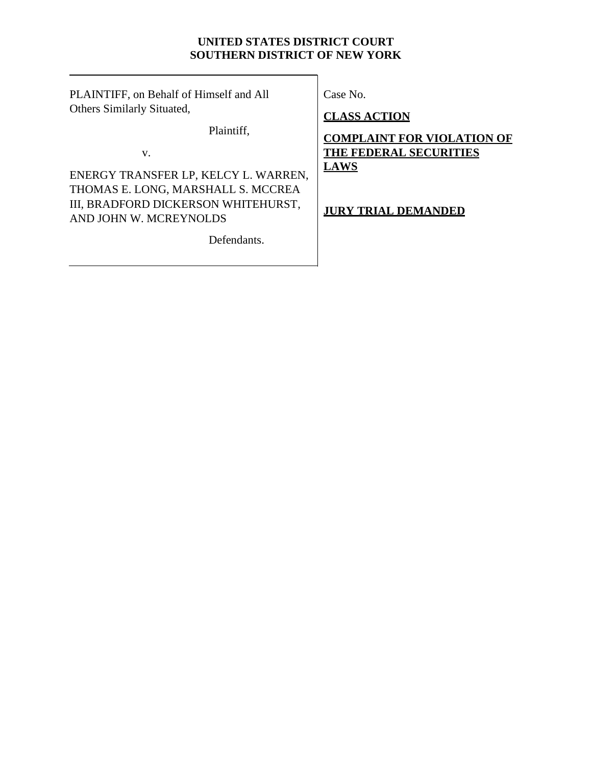**UNITED STATES DISTRICT COURT**
**SOUTHERN DISTRICT OF NEW YORK**

PLAINTIFF, on Behalf of Himself and All Others Similarly Situated,

Plaintiff,

v.

ENERGY TRANSFER LP, KELCY L. WARREN, THOMAS E. LONG, MARSHALL S. MCCREA III, BRADFORD DICKERSON WHITEHURST, AND JOHN W. MCREYNOLDS

Defendants.

Case No.

**CLASS ACTION**

**COMPLAINT FOR VIOLATION OF THE FEDERAL SECURITIES LAWS**

**JURY TRIAL DEMANDED**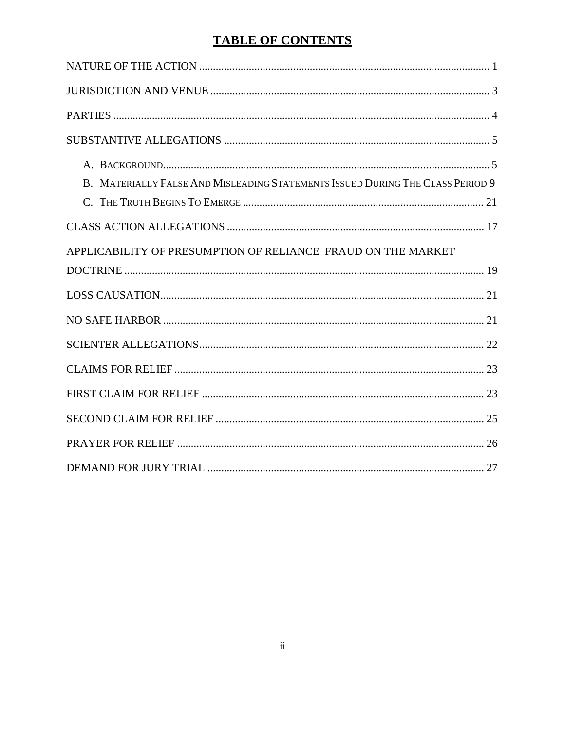# TABLE OF CONTENTS

NATURE OF THE ACTION ........................................................................................................ 1

JURISDICTION AND VENUE .................................................................................................. 3

PARTIES ...................................................................................................................................... 4

SUBSTANTIVE ALLEGATIONS ............................................................................................... 5

- A. BACKGROUND .................................................................................................................. 5
- B. MATERIALLY FALSE AND MISLEADING STATEMENTS ISSUED DURING THE CLASS PERIOD 9
- C. THE TRUTH BEGINS TO EMERGE .................................................................................... 21

CLASS ACTION ALLEGATIONS ............................................................................................ 17

APPLICABILITY OF PRESUMPTION OF RELIANCE FRAUD ON THE MARKET DOCTRINE ................................................................................................................................ 19

LOSS CAUSATION .................................................................................................................... 21

NO SAFE HARBOR ................................................................................................................... 21

SCIENTER ALLEGATIONS ...................................................................................................... 22

CLAIMS FOR RELIEF ............................................................................................................... 23

FIRST CLAIM FOR RELIEF ..................................................................................................... 23

SECOND CLAIM FOR RELIEF ................................................................................................ 25

PRAYER FOR RELIEF .............................................................................................................. 26

DEMAND FOR JURY TRIAL .................................................................................................... 27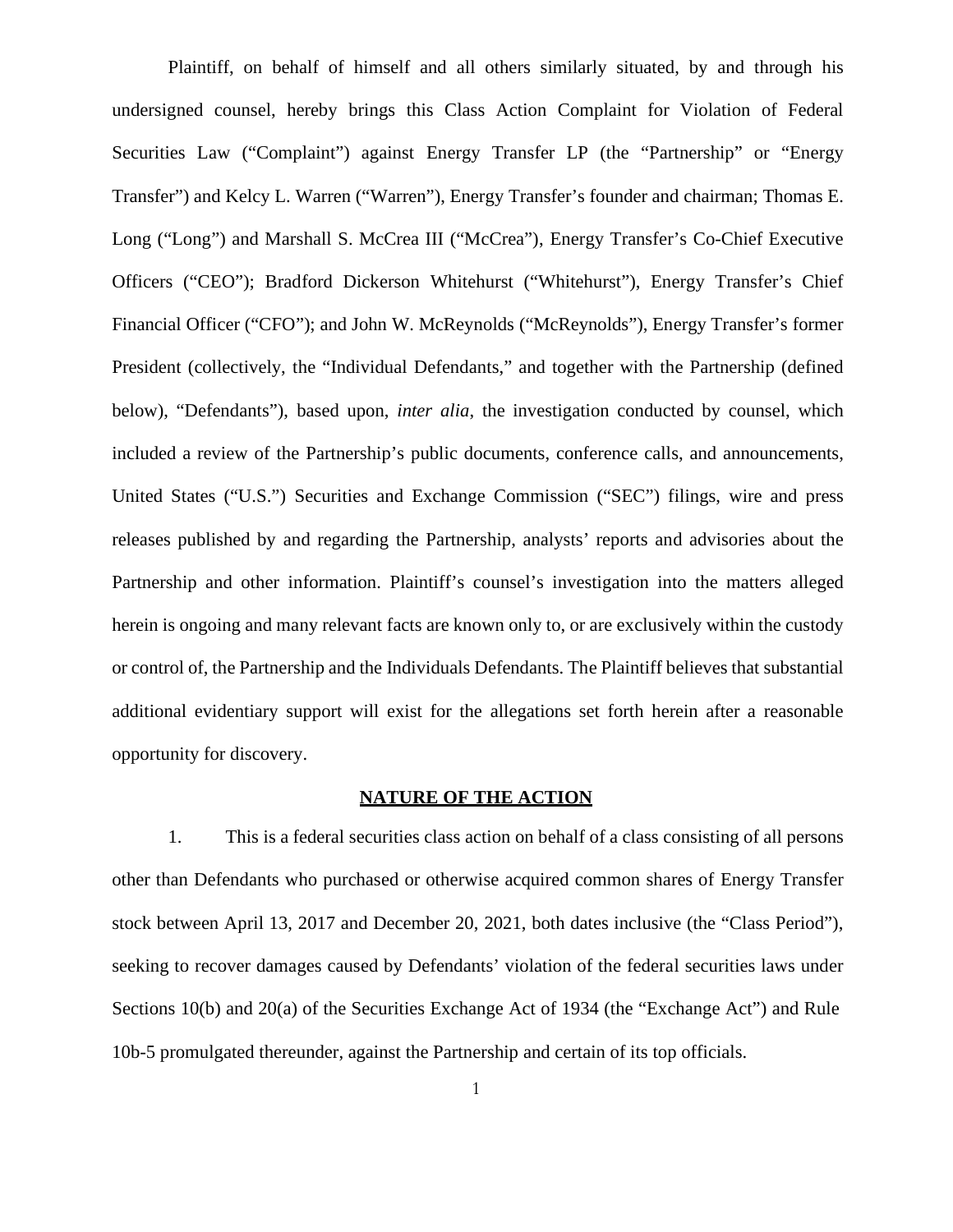Plaintiff, on behalf of himself and all others similarly situated, by and through his undersigned counsel, hereby brings this Class Action Complaint for Violation of Federal Securities Law ("Complaint") against Energy Transfer LP (the "Partnership" or "Energy Transfer") and Kelcy L. Warren ("Warren"), Energy Transfer's founder and chairman; Thomas E. Long ("Long") and Marshall S. McCrea III ("McCrea"), Energy Transfer's Co-Chief Executive Officers ("CEO"); Bradford Dickerson Whitehurst ("Whitehurst"), Energy Transfer's Chief Financial Officer ("CFO"); and John W. McReynolds ("McReynolds"), Energy Transfer's former President (collectively, the "Individual Defendants," and together with the Partnership (defined below), "Defendants"), based upon, *inter alia*, the investigation conducted by counsel, which included a review of the Partnership's public documents, conference calls, and announcements, United States ("U.S.") Securities and Exchange Commission ("SEC") filings, wire and press releases published by and regarding the Partnership, analysts' reports and advisories about the Partnership and other information. Plaintiff's counsel's investigation into the matters alleged herein is ongoing and many relevant facts are known only to, or are exclusively within the custody or control of, the Partnership and the Individuals Defendants. The Plaintiff believes that substantial additional evidentiary support will exist for the allegations set forth herein after a reasonable opportunity for discovery.

## NATURE OF THE ACTION

1. This is a federal securities class action on behalf of a class consisting of all persons other than Defendants who purchased or otherwise acquired common shares of Energy Transfer stock between April 13, 2017 and December 20, 2021, both dates inclusive (the "Class Period"), seeking to recover damages caused by Defendants' violation of the federal securities laws under Sections 10(b) and 20(a) of the Securities Exchange Act of 1934 (the "Exchange Act") and Rule 10b-5 promulgated thereunder, against the Partnership and certain of its top officials.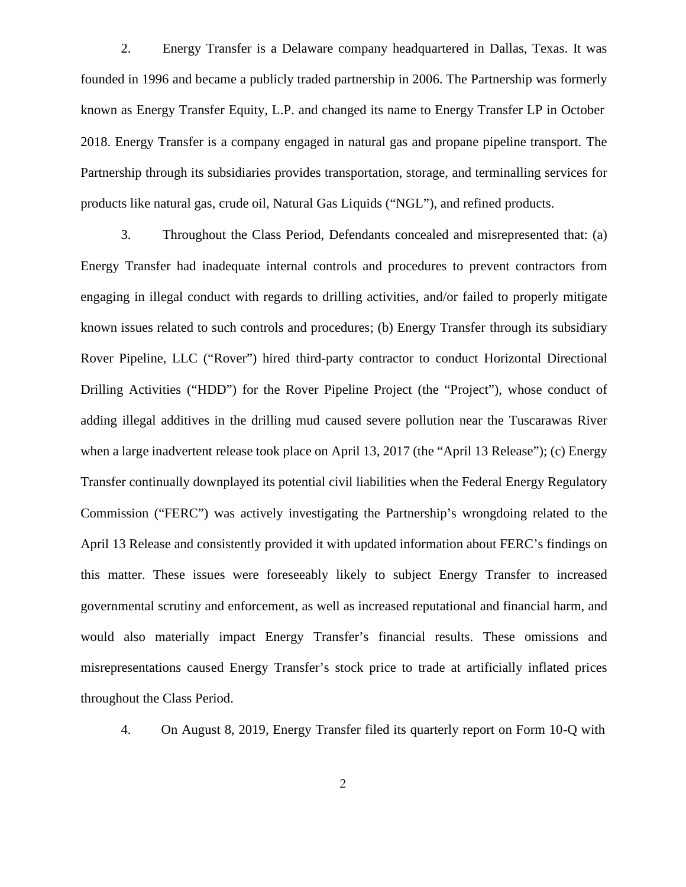2. Energy Transfer is a Delaware company headquartered in Dallas, Texas. It was founded in 1996 and became a publicly traded partnership in 2006. The Partnership was formerly known as Energy Transfer Equity, L.P. and changed its name to Energy Transfer LP in October 2018. Energy Transfer is a company engaged in natural gas and propane pipeline transport. The Partnership through its subsidiaries provides transportation, storage, and terminalling services for products like natural gas, crude oil, Natural Gas Liquids ("NGL"), and refined products.

3. Throughout the Class Period, Defendants concealed and misrepresented that: (a) Energy Transfer had inadequate internal controls and procedures to prevent contractors from engaging in illegal conduct with regards to drilling activities, and/or failed to properly mitigate known issues related to such controls and procedures; (b) Energy Transfer through its subsidiary Rover Pipeline, LLC ("Rover") hired third-party contractor to conduct Horizontal Directional Drilling Activities ("HDD") for the Rover Pipeline Project (the "Project"), whose conduct of adding illegal additives in the drilling mud caused severe pollution near the Tuscarawas River when a large inadvertent release took place on April 13, 2017 (the "April 13 Release"); (c) Energy Transfer continually downplayed its potential civil liabilities when the Federal Energy Regulatory Commission ("FERC") was actively investigating the Partnership's wrongdoing related to the April 13 Release and consistently provided it with updated information about FERC's findings on this matter. These issues were foreseeably likely to subject Energy Transfer to increased governmental scrutiny and enforcement, as well as increased reputational and financial harm, and would also materially impact Energy Transfer's financial results. These omissions and misrepresentations caused Energy Transfer's stock price to trade at artificially inflated prices throughout the Class Period.

4. On August 8, 2019, Energy Transfer filed its quarterly report on Form 10-Q with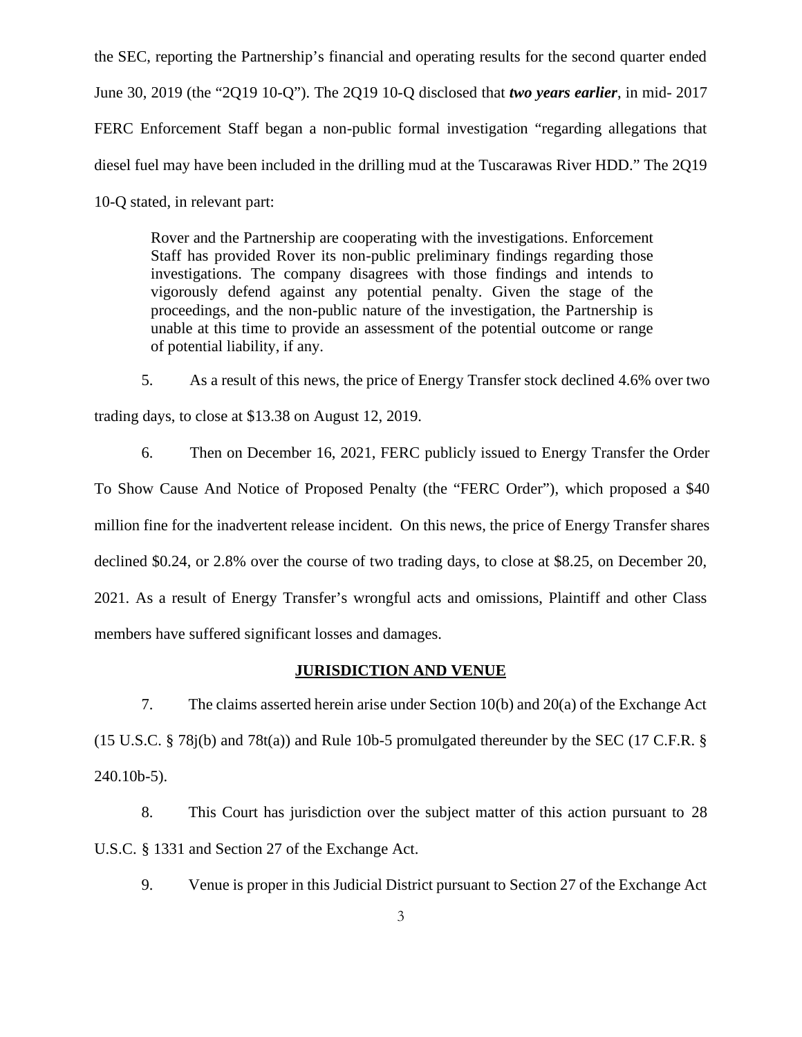the SEC, reporting the Partnership's financial and operating results for the second quarter ended June 30, 2019 (the "2Q19 10-Q"). The 2Q19 10-Q disclosed that ***two years earlier***, in mid- 2017 FERC Enforcement Staff began a non-public formal investigation "regarding allegations that diesel fuel may have been included in the drilling mud at the Tuscarawas River HDD." The 2Q19 10-Q stated, in relevant part:

> Rover and the Partnership are cooperating with the investigations. Enforcement Staff has provided Rover its non-public preliminary findings regarding those investigations. The company disagrees with those findings and intends to vigorously defend against any potential penalty. Given the stage of the proceedings, and the non-public nature of the investigation, the Partnership is unable at this time to provide an assessment of the potential outcome or range of potential liability, if any.

5. As a result of this news, the price of Energy Transfer stock declined 4.6% over two trading days, to close at $13.38 on August 12, 2019.

6. Then on December 16, 2021, FERC publicly issued to Energy Transfer the Order To Show Cause And Notice of Proposed Penalty (the "FERC Order"), which proposed a $40 million fine for the inadvertent release incident. On this news, the price of Energy Transfer shares declined $0.24, or 2.8% over the course of two trading days, to close at $8.25, on December 20, 2021. As a result of Energy Transfer's wrongful acts and omissions, Plaintiff and other Class members have suffered significant losses and damages.

## JURISDICTION AND VENUE

7. The claims asserted herein arise under Section 10(b) and 20(a) of the Exchange Act (15 U.S.C. § 78j(b) and 78t(a)) and Rule 10b-5 promulgated thereunder by the SEC (17 C.F.R. § 240.10b-5).

8. This Court has jurisdiction over the subject matter of this action pursuant to 28 U.S.C. § 1331 and Section 27 of the Exchange Act.

9. Venue is proper in this Judicial District pursuant to Section 27 of the Exchange Act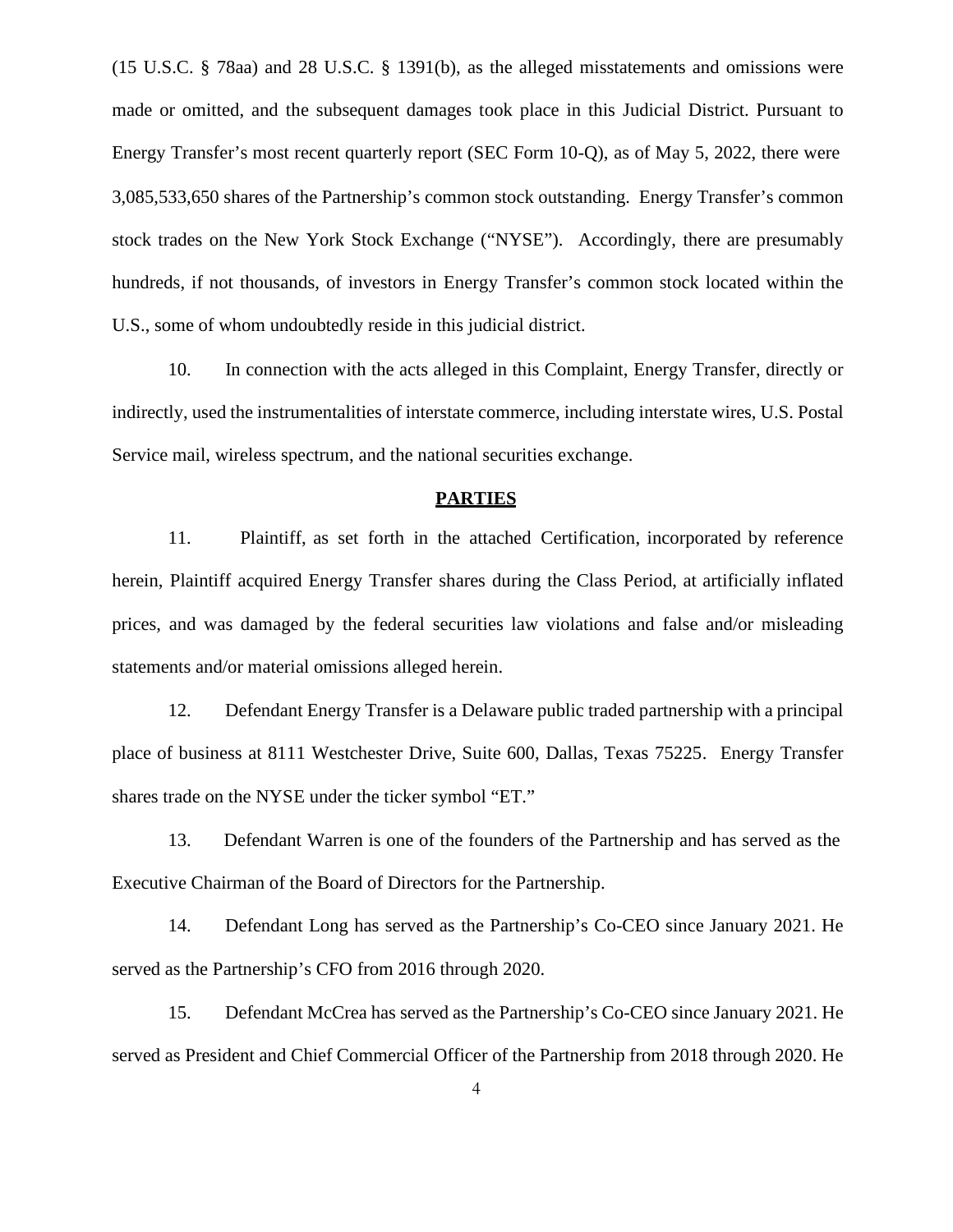(15 U.S.C. § 78aa) and 28 U.S.C. § 1391(b), as the alleged misstatements and omissions were made or omitted, and the subsequent damages took place in this Judicial District. Pursuant to Energy Transfer's most recent quarterly report (SEC Form 10-Q), as of May 5, 2022, there were 3,085,533,650 shares of the Partnership's common stock outstanding. Energy Transfer's common stock trades on the New York Stock Exchange ("NYSE"). Accordingly, there are presumably hundreds, if not thousands, of investors in Energy Transfer's common stock located within the U.S., some of whom undoubtedly reside in this judicial district.

10. In connection with the acts alleged in this Complaint, Energy Transfer, directly or indirectly, used the instrumentalities of interstate commerce, including interstate wires, U.S. Postal Service mail, wireless spectrum, and the national securities exchange.

## PARTIES

11. Plaintiff, as set forth in the attached Certification, incorporated by reference herein, Plaintiff acquired Energy Transfer shares during the Class Period, at artificially inflated prices, and was damaged by the federal securities law violations and false and/or misleading statements and/or material omissions alleged herein.

12. Defendant Energy Transfer is a Delaware public traded partnership with a principal place of business at 8111 Westchester Drive, Suite 600, Dallas, Texas 75225. Energy Transfer shares trade on the NYSE under the ticker symbol "ET."

13. Defendant Warren is one of the founders of the Partnership and has served as the Executive Chairman of the Board of Directors for the Partnership.

14. Defendant Long has served as the Partnership's Co-CEO since January 2021. He served as the Partnership's CFO from 2016 through 2020.

15. Defendant McCrea has served as the Partnership's Co-CEO since January 2021. He served as President and Chief Commercial Officer of the Partnership from 2018 through 2020. He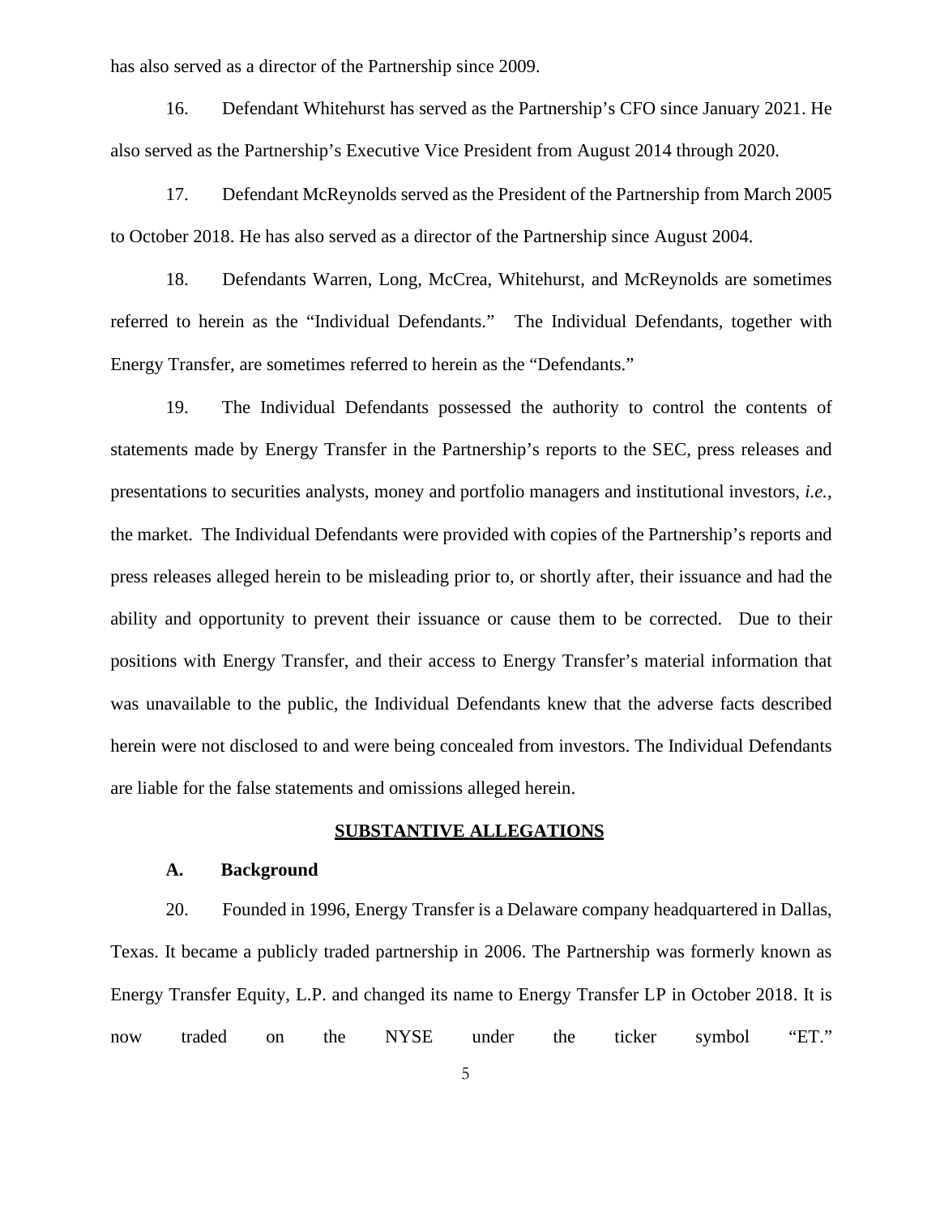has also served as a director of the Partnership since 2009.

16. Defendant Whitehurst has served as the Partnership's CFO since January 2021. He also served as the Partnership's Executive Vice President from August 2014 through 2020.

17. Defendant McReynolds served as the President of the Partnership from March 2005 to October 2018. He has also served as a director of the Partnership since August 2004.

18. Defendants Warren, Long, McCrea, Whitehurst, and McReynolds are sometimes referred to herein as the "Individual Defendants." The Individual Defendants, together with Energy Transfer, are sometimes referred to herein as the "Defendants."

19. The Individual Defendants possessed the authority to control the contents of statements made by Energy Transfer in the Partnership's reports to the SEC, press releases and presentations to securities analysts, money and portfolio managers and institutional investors, *i.e.*, the market. The Individual Defendants were provided with copies of the Partnership's reports and press releases alleged herein to be misleading prior to, or shortly after, their issuance and had the ability and opportunity to prevent their issuance or cause them to be corrected. Due to their positions with Energy Transfer, and their access to Energy Transfer's material information that was unavailable to the public, the Individual Defendants knew that the adverse facts described herein were not disclosed to and were being concealed from investors. The Individual Defendants are liable for the false statements and omissions alleged herein.

## SUBSTANTIVE ALLEGATIONS

### A. Background

20. Founded in 1996, Energy Transfer is a Delaware company headquartered in Dallas, Texas. It became a publicly traded partnership in 2006. The Partnership was formerly known as Energy Transfer Equity, L.P. and changed its name to Energy Transfer LP in October 2018. It is now traded on the NYSE under the ticker symbol "ET."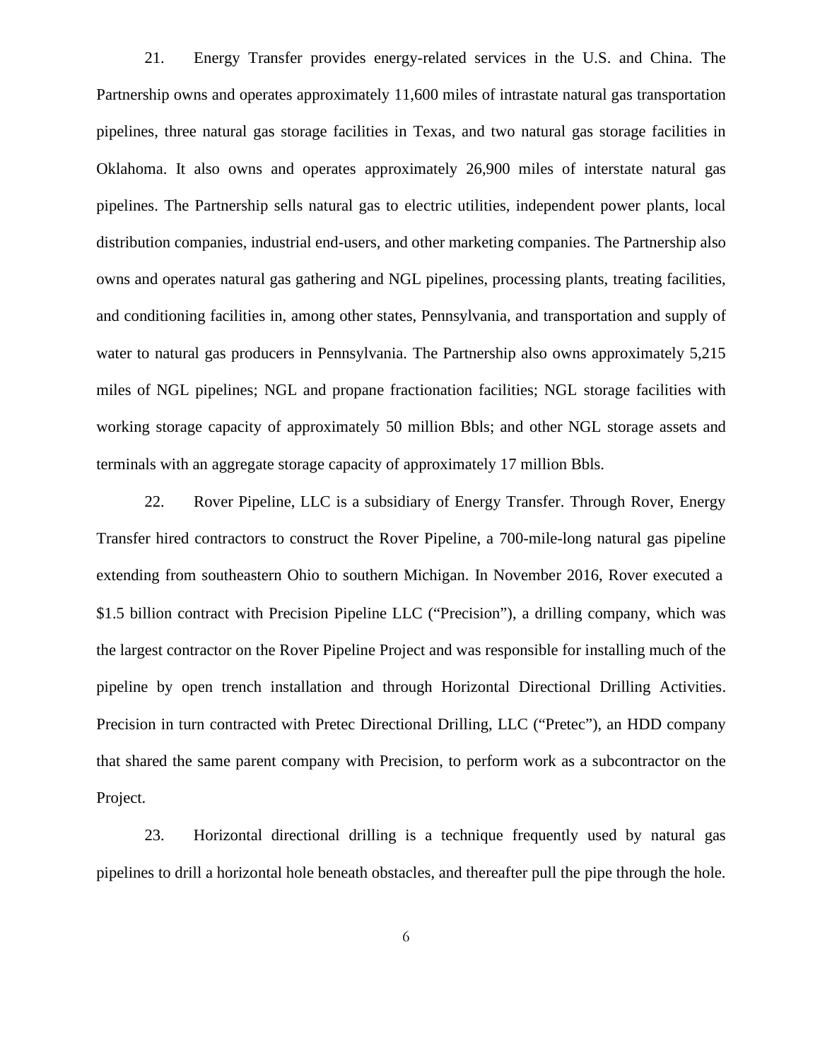21. Energy Transfer provides energy-related services in the U.S. and China. The Partnership owns and operates approximately 11,600 miles of intrastate natural gas transportation pipelines, three natural gas storage facilities in Texas, and two natural gas storage facilities in Oklahoma. It also owns and operates approximately 26,900 miles of interstate natural gas pipelines. The Partnership sells natural gas to electric utilities, independent power plants, local distribution companies, industrial end-users, and other marketing companies. The Partnership also owns and operates natural gas gathering and NGL pipelines, processing plants, treating facilities, and conditioning facilities in, among other states, Pennsylvania, and transportation and supply of water to natural gas producers in Pennsylvania. The Partnership also owns approximately 5,215 miles of NGL pipelines; NGL and propane fractionation facilities; NGL storage facilities with working storage capacity of approximately 50 million Bbls; and other NGL storage assets and terminals with an aggregate storage capacity of approximately 17 million Bbls.

22. Rover Pipeline, LLC is a subsidiary of Energy Transfer. Through Rover, Energy Transfer hired contractors to construct the Rover Pipeline, a 700-mile-long natural gas pipeline extending from southeastern Ohio to southern Michigan. In November 2016, Rover executed a $1.5 billion contract with Precision Pipeline LLC ("Precision"), a drilling company, which was the largest contractor on the Rover Pipeline Project and was responsible for installing much of the pipeline by open trench installation and through Horizontal Directional Drilling Activities. Precision in turn contracted with Pretec Directional Drilling, LLC ("Pretec"), an HDD company that shared the same parent company with Precision, to perform work as a subcontractor on the Project.

23. Horizontal directional drilling is a technique frequently used by natural gas pipelines to drill a horizontal hole beneath obstacles, and thereafter pull the pipe through the hole.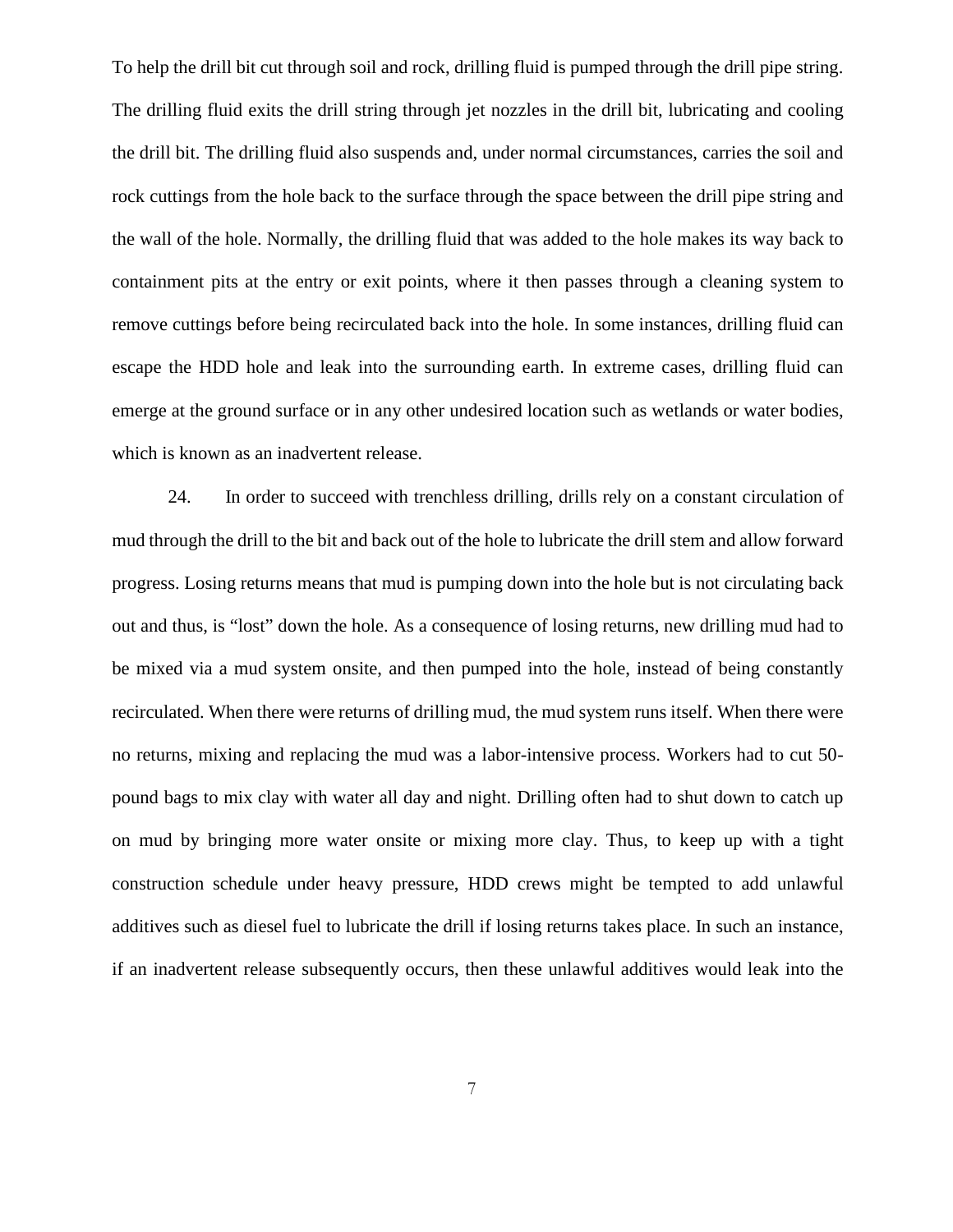To help the drill bit cut through soil and rock, drilling fluid is pumped through the drill pipe string. The drilling fluid exits the drill string through jet nozzles in the drill bit, lubricating and cooling the drill bit. The drilling fluid also suspends and, under normal circumstances, carries the soil and rock cuttings from the hole back to the surface through the space between the drill pipe string and the wall of the hole. Normally, the drilling fluid that was added to the hole makes its way back to containment pits at the entry or exit points, where it then passes through a cleaning system to remove cuttings before being recirculated back into the hole. In some instances, drilling fluid can escape the HDD hole and leak into the surrounding earth. In extreme cases, drilling fluid can emerge at the ground surface or in any other undesired location such as wetlands or water bodies, which is known as an inadvertent release.

24. In order to succeed with trenchless drilling, drills rely on a constant circulation of mud through the drill to the bit and back out of the hole to lubricate the drill stem and allow forward progress. Losing returns means that mud is pumping down into the hole but is not circulating back out and thus, is "lost" down the hole. As a consequence of losing returns, new drilling mud had to be mixed via a mud system onsite, and then pumped into the hole, instead of being constantly recirculated. When there were returns of drilling mud, the mud system runs itself. When there were no returns, mixing and replacing the mud was a labor-intensive process. Workers had to cut 50-pound bags to mix clay with water all day and night. Drilling often had to shut down to catch up on mud by bringing more water onsite or mixing more clay. Thus, to keep up with a tight construction schedule under heavy pressure, HDD crews might be tempted to add unlawful additives such as diesel fuel to lubricate the drill if losing returns takes place. In such an instance, if an inadvertent release subsequently occurs, then these unlawful additives would leak into the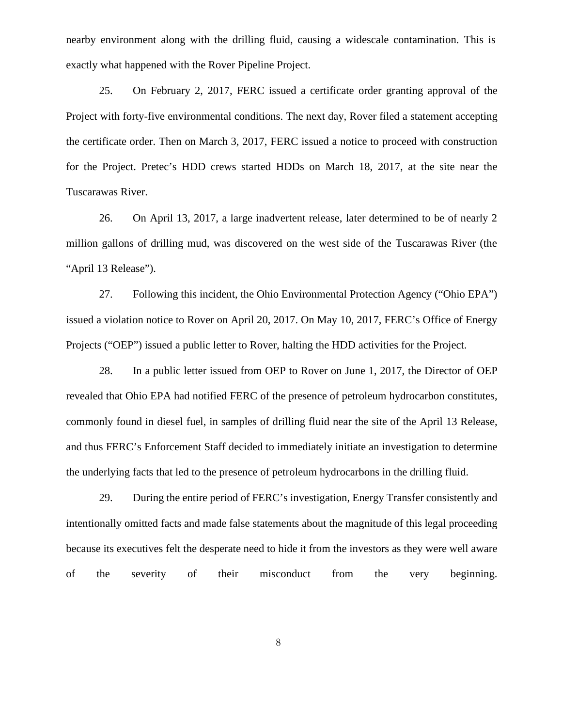nearby environment along with the drilling fluid, causing a widescale contamination. This is exactly what happened with the Rover Pipeline Project.

25. On February 2, 2017, FERC issued a certificate order granting approval of the Project with forty-five environmental conditions. The next day, Rover filed a statement accepting the certificate order. Then on March 3, 2017, FERC issued a notice to proceed with construction for the Project. Pretec's HDD crews started HDDs on March 18, 2017, at the site near the Tuscarawas River.

26. On April 13, 2017, a large inadvertent release, later determined to be of nearly 2 million gallons of drilling mud, was discovered on the west side of the Tuscarawas River (the "April 13 Release").

27. Following this incident, the Ohio Environmental Protection Agency ("Ohio EPA") issued a violation notice to Rover on April 20, 2017. On May 10, 2017, FERC's Office of Energy Projects ("OEP") issued a public letter to Rover, halting the HDD activities for the Project.

28. In a public letter issued from OEP to Rover on June 1, 2017, the Director of OEP revealed that Ohio EPA had notified FERC of the presence of petroleum hydrocarbon constitutes, commonly found in diesel fuel, in samples of drilling fluid near the site of the April 13 Release, and thus FERC's Enforcement Staff decided to immediately initiate an investigation to determine the underlying facts that led to the presence of petroleum hydrocarbons in the drilling fluid.

29. During the entire period of FERC's investigation, Energy Transfer consistently and intentionally omitted facts and made false statements about the magnitude of this legal proceeding because its executives felt the desperate need to hide it from the investors as they were well aware of the severity of their misconduct from the very beginning.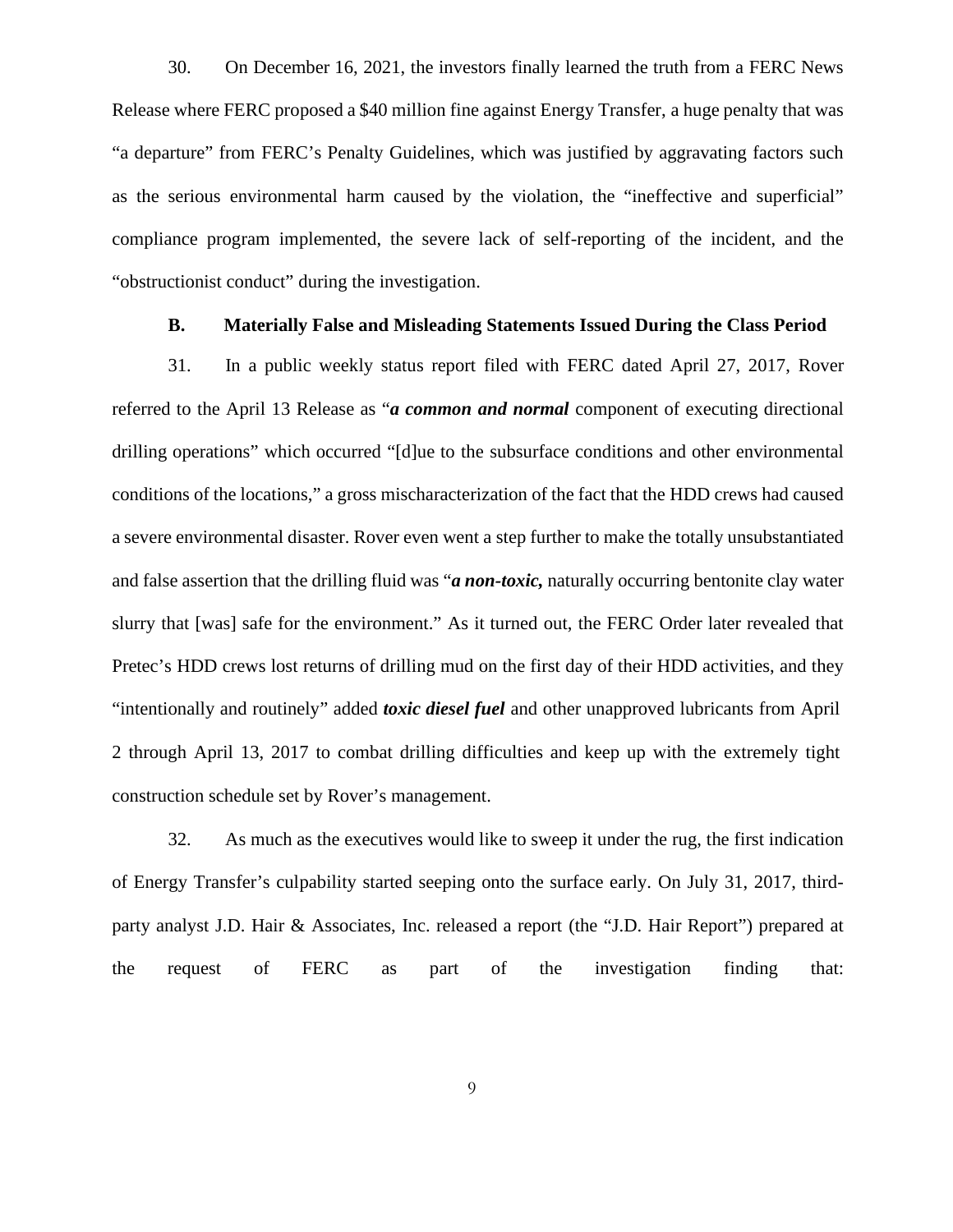30. On December 16, 2021, the investors finally learned the truth from a FERC News Release where FERC proposed a $40 million fine against Energy Transfer, a huge penalty that was "a departure" from FERC's Penalty Guidelines, which was justified by aggravating factors such as the serious environmental harm caused by the violation, the "ineffective and superficial" compliance program implemented, the severe lack of self-reporting of the incident, and the "obstructionist conduct" during the investigation.

### B. Materially False and Misleading Statements Issued During the Class Period

31. In a public weekly status report filed with FERC dated April 27, 2017, Rover referred to the April 13 Release as "***a common and normal*** component of executing directional drilling operations" which occurred "[d]ue to the subsurface conditions and other environmental conditions of the locations," a gross mischaracterization of the fact that the HDD crews had caused a severe environmental disaster. Rover even went a step further to make the totally unsubstantiated and false assertion that the drilling fluid was "***a non-toxic,*** naturally occurring bentonite clay water slurry that [was] safe for the environment." As it turned out, the FERC Order later revealed that Pretec's HDD crews lost returns of drilling mud on the first day of their HDD activities, and they "intentionally and routinely" added ***toxic diesel fuel*** and other unapproved lubricants from April 2 through April 13, 2017 to combat drilling difficulties and keep up with the extremely tight construction schedule set by Rover's management.

32. As much as the executives would like to sweep it under the rug, the first indication of Energy Transfer's culpability started seeping onto the surface early. On July 31, 2017, third-party analyst J.D. Hair & Associates, Inc. released a report (the "J.D. Hair Report") prepared at the request of FERC as part of the investigation finding that: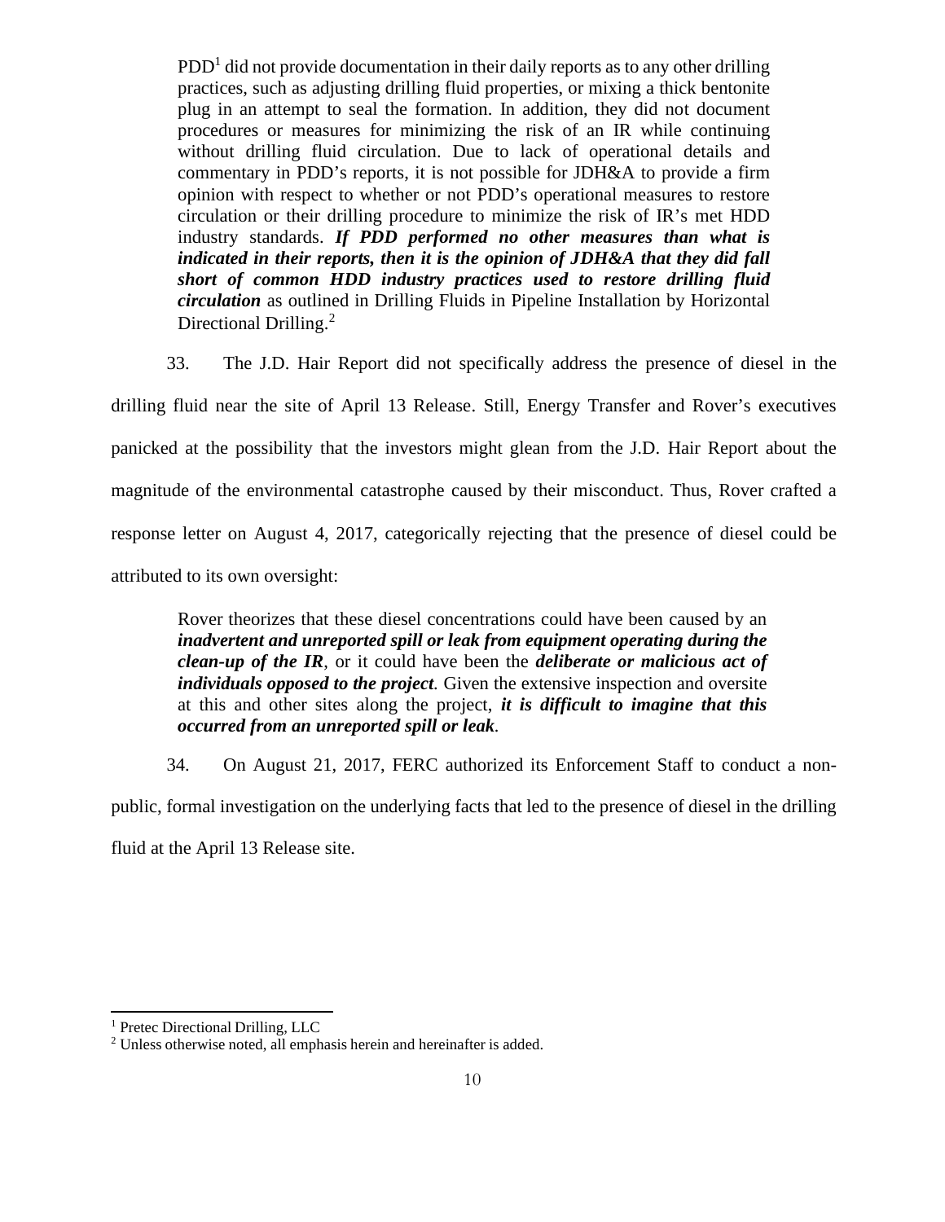> PDD[1] did not provide documentation in their daily reports as to any other drilling practices, such as adjusting drilling fluid properties, or mixing a thick bentonite plug in an attempt to seal the formation. In addition, they did not document procedures or measures for minimizing the risk of an IR while continuing without drilling fluid circulation. Due to lack of operational details and commentary in PDD's reports, it is not possible for JDH&A to provide a firm opinion with respect to whether or not PDD's operational measures to restore circulation or their drilling procedure to minimize the risk of IR's met HDD industry standards. ***If PDD performed no other measures than what is indicated in their reports, then it is the opinion of JDH&A that they did fall short of common HDD industry practices used to restore drilling fluid circulation*** as outlined in Drilling Fluids in Pipeline Installation by Horizontal Directional Drilling.[2]

33. The J.D. Hair Report did not specifically address the presence of diesel in the drilling fluid near the site of April 13 Release. Still, Energy Transfer and Rover's executives panicked at the possibility that the investors might glean from the J.D. Hair Report about the magnitude of the environmental catastrophe caused by their misconduct. Thus, Rover crafted a response letter on August 4, 2017, categorically rejecting that the presence of diesel could be attributed to its own oversight:

> Rover theorizes that these diesel concentrations could have been caused by an ***inadvertent and unreported spill or leak from equipment operating during the clean-up of the IR***, or it could have been the ***deliberate or malicious act of individuals opposed to the project***. Given the extensive inspection and oversite at this and other sites along the project, ***it is difficult to imagine that this occurred from an unreported spill or leak***.

34. On August 21, 2017, FERC authorized its Enforcement Staff to conduct a non-public, formal investigation on the underlying facts that led to the presence of diesel in the drilling fluid at the April 13 Release site.

---

[1] Pretec Directional Drilling, LLC

[2] Unless otherwise noted, all emphasis herein and hereinafter is added.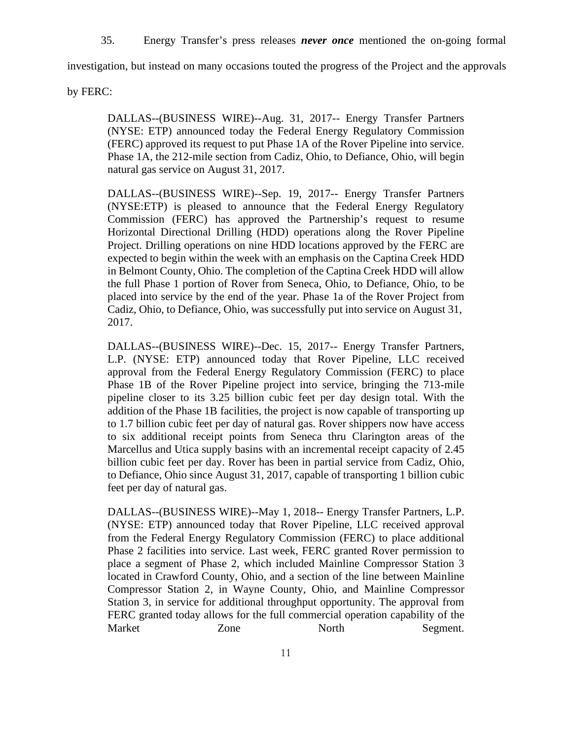35. Energy Transfer's press releases ***never once*** mentioned the on-going formal investigation, but instead on many occasions touted the progress of the Project and the approvals by FERC:

> DALLAS--(BUSINESS WIRE)--Aug. 31, 2017-- Energy Transfer Partners (NYSE: ETP) announced today the Federal Energy Regulatory Commission (FERC) approved its request to put Phase 1A of the Rover Pipeline into service. Phase 1A, the 212-mile section from Cadiz, Ohio, to Defiance, Ohio, will begin natural gas service on August 31, 2017.
>
> DALLAS--(BUSINESS WIRE)--Sep. 19, 2017-- Energy Transfer Partners (NYSE:ETP) is pleased to announce that the Federal Energy Regulatory Commission (FERC) has approved the Partnership's request to resume Horizontal Directional Drilling (HDD) operations along the Rover Pipeline Project. Drilling operations on nine HDD locations approved by the FERC are expected to begin within the week with an emphasis on the Captina Creek HDD in Belmont County, Ohio. The completion of the Captina Creek HDD will allow the full Phase 1 portion of Rover from Seneca, Ohio, to Defiance, Ohio, to be placed into service by the end of the year. Phase 1a of the Rover Project from Cadiz, Ohio, to Defiance, Ohio, was successfully put into service on August 31, 2017.
>
> DALLAS--(BUSINESS WIRE)--Dec. 15, 2017-- Energy Transfer Partners, L.P. (NYSE: ETP) announced today that Rover Pipeline, LLC received approval from the Federal Energy Regulatory Commission (FERC) to place Phase 1B of the Rover Pipeline project into service, bringing the 713-mile pipeline closer to its 3.25 billion cubic feet per day design total. With the addition of the Phase 1B facilities, the project is now capable of transporting up to 1.7 billion cubic feet per day of natural gas. Rover shippers now have access to six additional receipt points from Seneca thru Clarington areas of the Marcellus and Utica supply basins with an incremental receipt capacity of 2.45 billion cubic feet per day. Rover has been in partial service from Cadiz, Ohio, to Defiance, Ohio since August 31, 2017, capable of transporting 1 billion cubic feet per day of natural gas.
>
> DALLAS--(BUSINESS WIRE)--May 1, 2018-- Energy Transfer Partners, L.P. (NYSE: ETP) announced today that Rover Pipeline, LLC received approval from the Federal Energy Regulatory Commission (FERC) to place additional Phase 2 facilities into service. Last week, FERC granted Rover permission to place a segment of Phase 2, which included Mainline Compressor Station 3 located in Crawford County, Ohio, and a section of the line between Mainline Compressor Station 2, in Wayne County, Ohio, and Mainline Compressor Station 3, in service for additional throughput opportunity. The approval from FERC granted today allows for the full commercial operation capability of the Market Zone North Segment.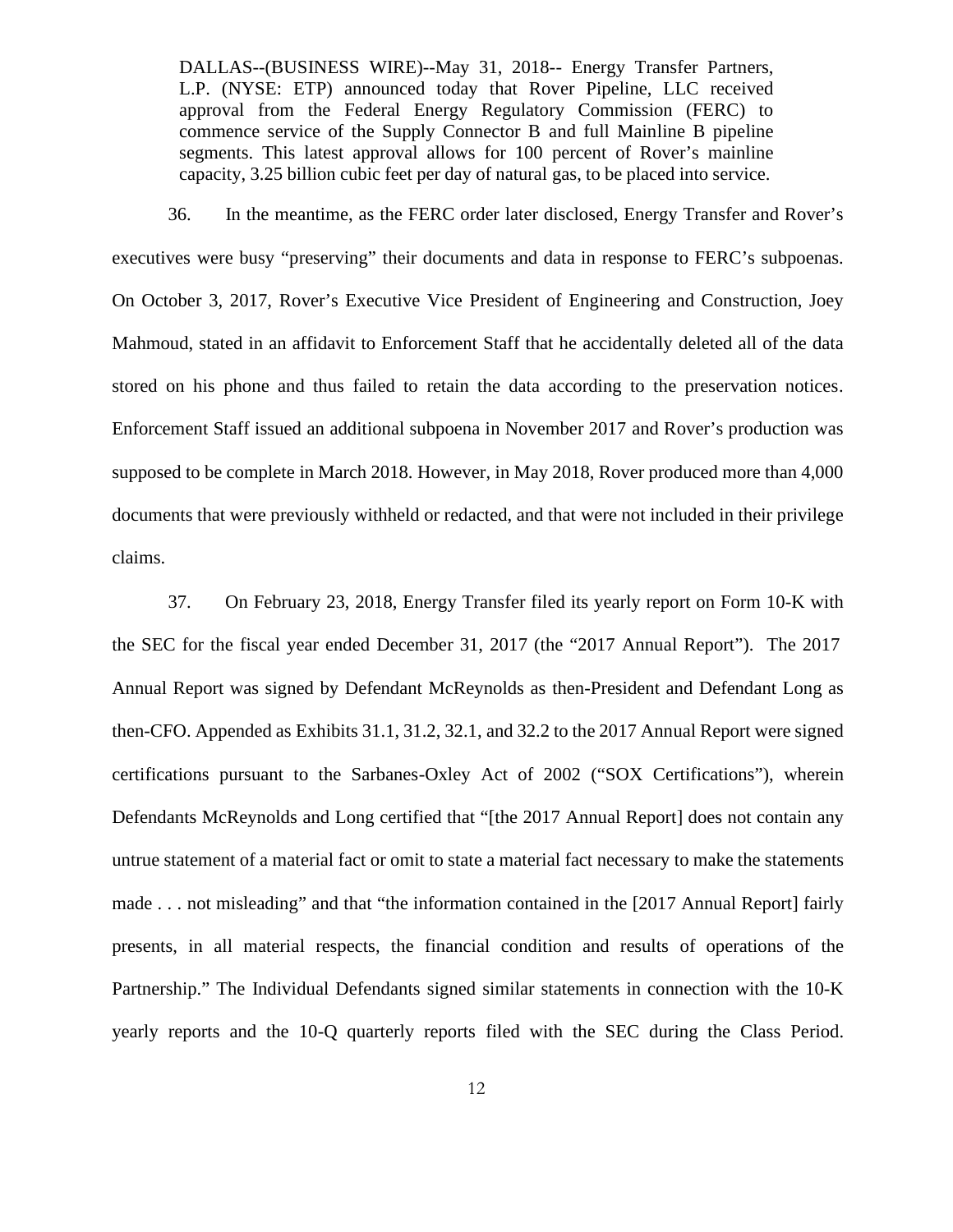> DALLAS--(BUSINESS WIRE)--May 31, 2018-- Energy Transfer Partners, L.P. (NYSE: ETP) announced today that Rover Pipeline, LLC received approval from the Federal Energy Regulatory Commission (FERC) to commence service of the Supply Connector B and full Mainline B pipeline segments. This latest approval allows for 100 percent of Rover's mainline capacity, 3.25 billion cubic feet per day of natural gas, to be placed into service.

36. In the meantime, as the FERC order later disclosed, Energy Transfer and Rover's executives were busy "preserving" their documents and data in response to FERC's subpoenas. On October 3, 2017, Rover's Executive Vice President of Engineering and Construction, Joey Mahmoud, stated in an affidavit to Enforcement Staff that he accidentally deleted all of the data stored on his phone and thus failed to retain the data according to the preservation notices. Enforcement Staff issued an additional subpoena in November 2017 and Rover's production was supposed to be complete in March 2018. However, in May 2018, Rover produced more than 4,000 documents that were previously withheld or redacted, and that were not included in their privilege claims.

37. On February 23, 2018, Energy Transfer filed its yearly report on Form 10-K with the SEC for the fiscal year ended December 31, 2017 (the "2017 Annual Report"). The 2017 Annual Report was signed by Defendant McReynolds as then-President and Defendant Long as then-CFO. Appended as Exhibits 31.1, 31.2, 32.1, and 32.2 to the 2017 Annual Report were signed certifications pursuant to the Sarbanes-Oxley Act of 2002 ("SOX Certifications"), wherein Defendants McReynolds and Long certified that "[the 2017 Annual Report] does not contain any untrue statement of a material fact or omit to state a material fact necessary to make the statements made . . . not misleading" and that "the information contained in the [2017 Annual Report] fairly presents, in all material respects, the financial condition and results of operations of the Partnership." The Individual Defendants signed similar statements in connection with the 10-K yearly reports and the 10-Q quarterly reports filed with the SEC during the Class Period.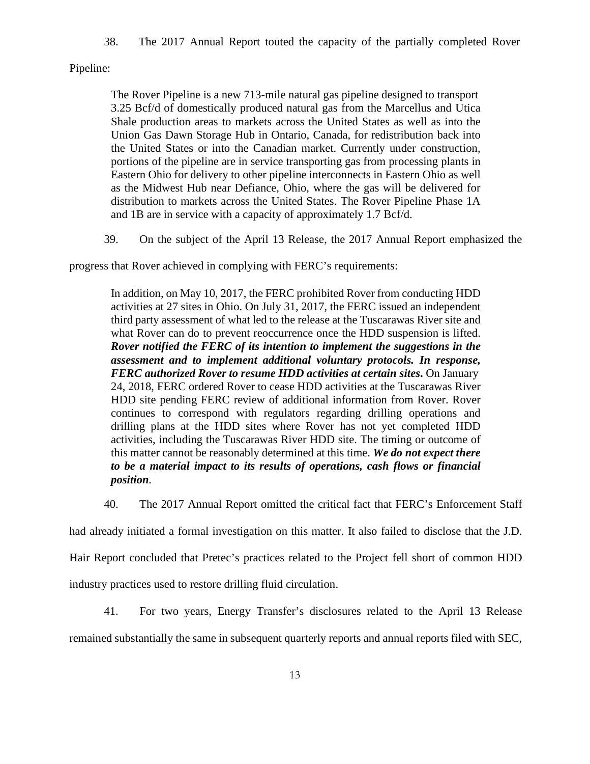38. The 2017 Annual Report touted the capacity of the partially completed Rover Pipeline:

> The Rover Pipeline is a new 713-mile natural gas pipeline designed to transport 3.25 Bcf/d of domestically produced natural gas from the Marcellus and Utica Shale production areas to markets across the United States as well as into the Union Gas Dawn Storage Hub in Ontario, Canada, for redistribution back into the United States or into the Canadian market. Currently under construction, portions of the pipeline are in service transporting gas from processing plants in Eastern Ohio for delivery to other pipeline interconnects in Eastern Ohio as well as the Midwest Hub near Defiance, Ohio, where the gas will be delivered for distribution to markets across the United States. The Rover Pipeline Phase 1A and 1B are in service with a capacity of approximately 1.7 Bcf/d.

39. On the subject of the April 13 Release, the 2017 Annual Report emphasized the progress that Rover achieved in complying with FERC's requirements:

> In addition, on May 10, 2017, the FERC prohibited Rover from conducting HDD activities at 27 sites in Ohio. On July 31, 2017, the FERC issued an independent third party assessment of what led to the release at the Tuscarawas River site and what Rover can do to prevent reoccurrence once the HDD suspension is lifted. ***Rover notified the FERC of its intention to implement the suggestions in the assessment and to implement additional voluntary protocols. In response, FERC authorized Rover to resume HDD activities at certain sites.*** On January 24, 2018, FERC ordered Rover to cease HDD activities at the Tuscarawas River HDD site pending FERC review of additional information from Rover. Rover continues to correspond with regulators regarding drilling operations and drilling plans at the HDD sites where Rover has not yet completed HDD activities, including the Tuscarawas River HDD site. The timing or outcome of this matter cannot be reasonably determined at this time. ***We do not expect there to be a material impact to its results of operations, cash flows or financial position***.

40. The 2017 Annual Report omitted the critical fact that FERC's Enforcement Staff had already initiated a formal investigation on this matter. It also failed to disclose that the J.D. Hair Report concluded that Pretec's practices related to the Project fell short of common HDD industry practices used to restore drilling fluid circulation.

41. For two years, Energy Transfer's disclosures related to the April 13 Release remained substantially the same in subsequent quarterly reports and annual reports filed with SEC,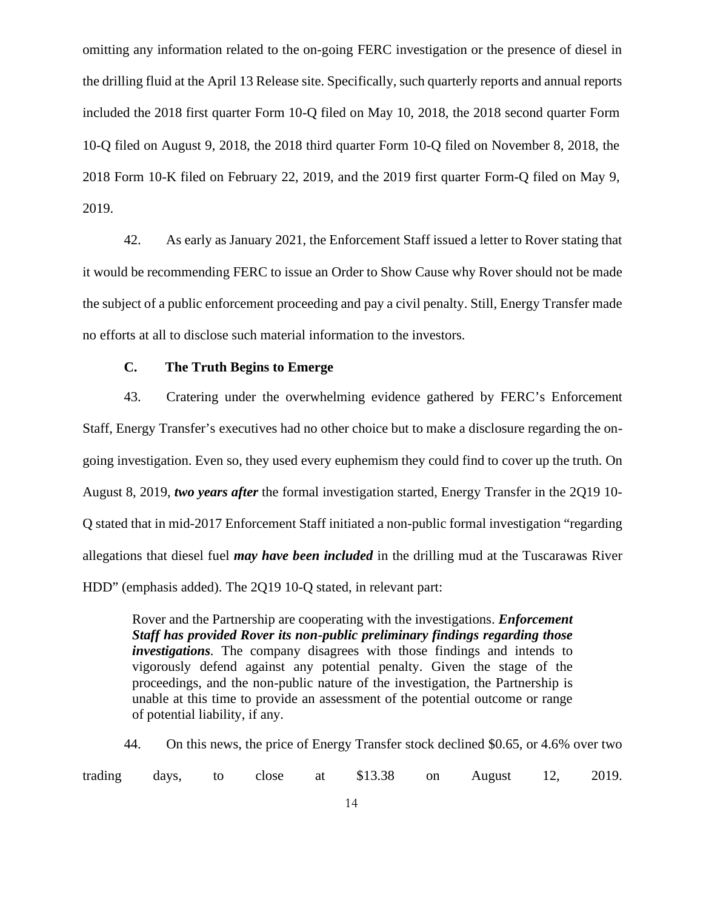omitting any information related to the on-going FERC investigation or the presence of diesel in the drilling fluid at the April 13 Release site. Specifically, such quarterly reports and annual reports included the 2018 first quarter Form 10-Q filed on May 10, 2018, the 2018 second quarter Form 10-Q filed on August 9, 2018, the 2018 third quarter Form 10-Q filed on November 8, 2018, the 2018 Form 10-K filed on February 22, 2019, and the 2019 first quarter Form-Q filed on May 9, 2019.

42. As early as January 2021, the Enforcement Staff issued a letter to Rover stating that it would be recommending FERC to issue an Order to Show Cause why Rover should not be made the subject of a public enforcement proceeding and pay a civil penalty. Still, Energy Transfer made no efforts at all to disclose such material information to the investors.

### C. The Truth Begins to Emerge

43. Cratering under the overwhelming evidence gathered by FERC's Enforcement Staff, Energy Transfer's executives had no other choice but to make a disclosure regarding the on-going investigation. Even so, they used every euphemism they could find to cover up the truth. On August 8, 2019, ***two years after*** the formal investigation started, Energy Transfer in the 2Q19 10-Q stated that in mid-2017 Enforcement Staff initiated a non-public formal investigation "regarding allegations that diesel fuel ***may have been included*** in the drilling mud at the Tuscarawas River HDD" (emphasis added). The 2Q19 10-Q stated, in relevant part:

> Rover and the Partnership are cooperating with the investigations. ***Enforcement Staff has provided Rover its non-public preliminary findings regarding those investigations***. The company disagrees with those findings and intends to vigorously defend against any potential penalty. Given the stage of the proceedings, and the non-public nature of the investigation, the Partnership is unable at this time to provide an assessment of the potential outcome or range of potential liability, if any.

44. On this news, the price of Energy Transfer stock declined $0.65, or 4.6% over two trading days, to close at $13.38 on August 12, 2019.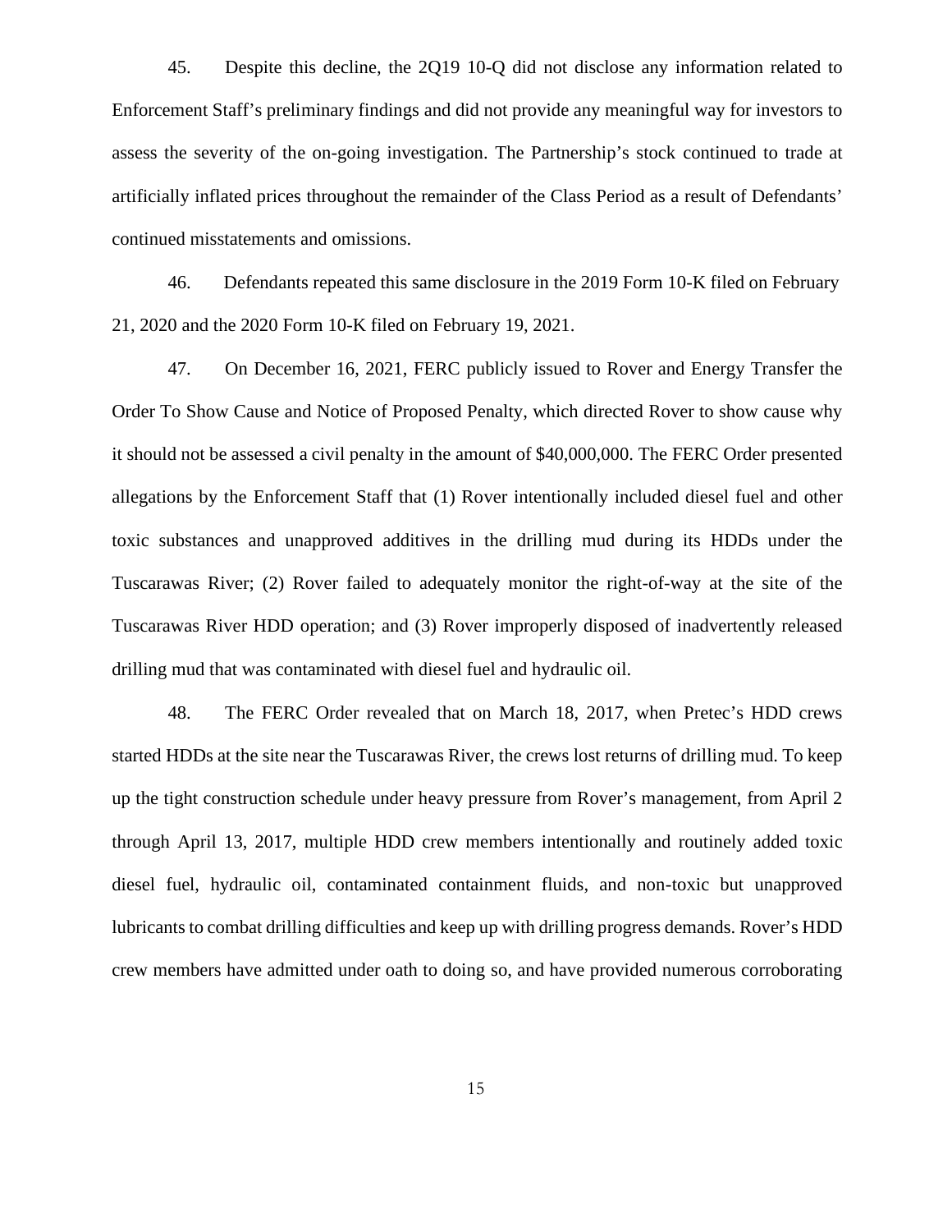45. Despite this decline, the 2Q19 10-Q did not disclose any information related to Enforcement Staff's preliminary findings and did not provide any meaningful way for investors to assess the severity of the on-going investigation. The Partnership's stock continued to trade at artificially inflated prices throughout the remainder of the Class Period as a result of Defendants' continued misstatements and omissions.

46. Defendants repeated this same disclosure in the 2019 Form 10-K filed on February 21, 2020 and the 2020 Form 10-K filed on February 19, 2021.

47. On December 16, 2021, FERC publicly issued to Rover and Energy Transfer the Order To Show Cause and Notice of Proposed Penalty, which directed Rover to show cause why it should not be assessed a civil penalty in the amount of $40,000,000. The FERC Order presented allegations by the Enforcement Staff that (1) Rover intentionally included diesel fuel and other toxic substances and unapproved additives in the drilling mud during its HDDs under the Tuscarawas River; (2) Rover failed to adequately monitor the right-of-way at the site of the Tuscarawas River HDD operation; and (3) Rover improperly disposed of inadvertently released drilling mud that was contaminated with diesel fuel and hydraulic oil.

48. The FERC Order revealed that on March 18, 2017, when Pretec's HDD crews started HDDs at the site near the Tuscarawas River, the crews lost returns of drilling mud. To keep up the tight construction schedule under heavy pressure from Rover's management, from April 2 through April 13, 2017, multiple HDD crew members intentionally and routinely added toxic diesel fuel, hydraulic oil, contaminated containment fluids, and non-toxic but unapproved lubricants to combat drilling difficulties and keep up with drilling progress demands. Rover's HDD crew members have admitted under oath to doing so, and have provided numerous corroborating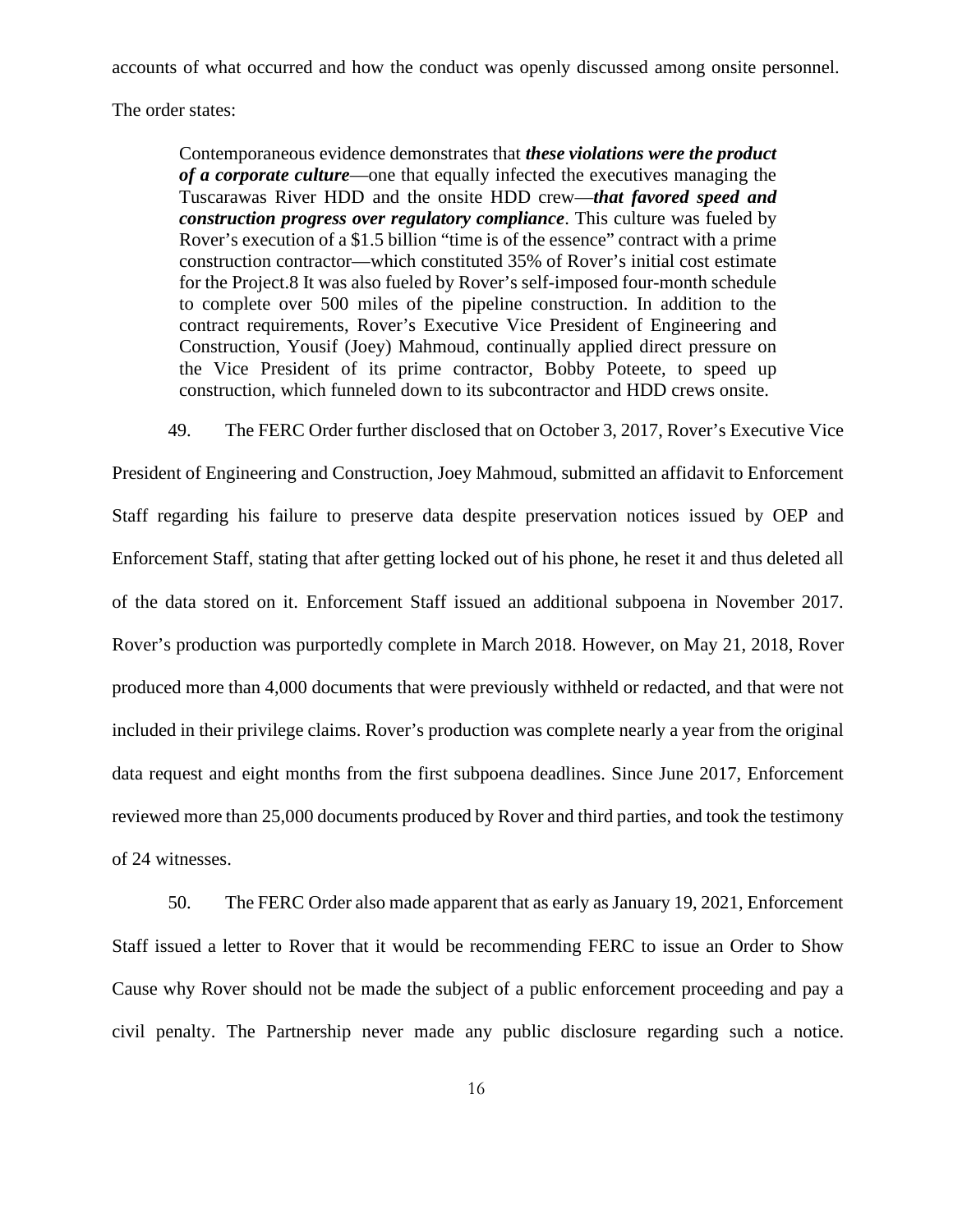accounts of what occurred and how the conduct was openly discussed among onsite personnel. The order states:

> Contemporaneous evidence demonstrates that ***these violations were the product of a corporate culture***—one that equally infected the executives managing the Tuscarawas River HDD and the onsite HDD crew—***that favored speed and construction progress over regulatory compliance***. This culture was fueled by Rover's execution of a $1.5 billion "time is of the essence" contract with a prime construction contractor—which constituted 35% of Rover's initial cost estimate for the Project.8 It was also fueled by Rover's self-imposed four-month schedule to complete over 500 miles of the pipeline construction. In addition to the contract requirements, Rover's Executive Vice President of Engineering and Construction, Yousif (Joey) Mahmoud, continually applied direct pressure on the Vice President of its prime contractor, Bobby Poteete, to speed up construction, which funneled down to its subcontractor and HDD crews onsite.

49. The FERC Order further disclosed that on October 3, 2017, Rover's Executive Vice President of Engineering and Construction, Joey Mahmoud, submitted an affidavit to Enforcement Staff regarding his failure to preserve data despite preservation notices issued by OEP and Enforcement Staff, stating that after getting locked out of his phone, he reset it and thus deleted all of the data stored on it. Enforcement Staff issued an additional subpoena in November 2017. Rover's production was purportedly complete in March 2018. However, on May 21, 2018, Rover produced more than 4,000 documents that were previously withheld or redacted, and that were not included in their privilege claims. Rover's production was complete nearly a year from the original data request and eight months from the first subpoena deadlines. Since June 2017, Enforcement reviewed more than 25,000 documents produced by Rover and third parties, and took the testimony of 24 witnesses.

50. The FERC Order also made apparent that as early as January 19, 2021, Enforcement Staff issued a letter to Rover that it would be recommending FERC to issue an Order to Show Cause why Rover should not be made the subject of a public enforcement proceeding and pay a civil penalty. The Partnership never made any public disclosure regarding such a notice.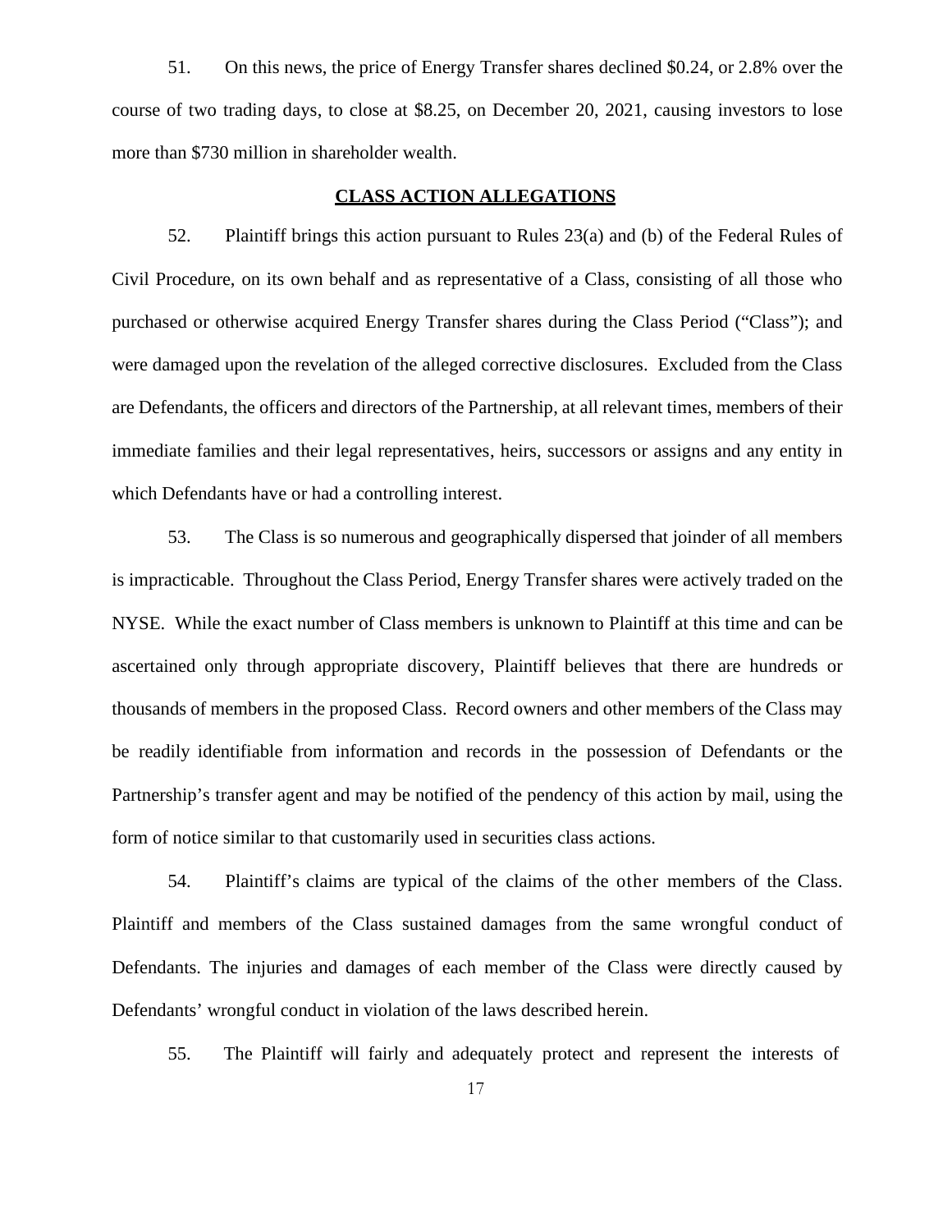51. On this news, the price of Energy Transfer shares declined $0.24, or 2.8% over the course of two trading days, to close at $8.25, on December 20, 2021, causing investors to lose more than $730 million in shareholder wealth.

## CLASS ACTION ALLEGATIONS

52. Plaintiff brings this action pursuant to Rules 23(a) and (b) of the Federal Rules of Civil Procedure, on its own behalf and as representative of a Class, consisting of all those who purchased or otherwise acquired Energy Transfer shares during the Class Period ("Class"); and were damaged upon the revelation of the alleged corrective disclosures. Excluded from the Class are Defendants, the officers and directors of the Partnership, at all relevant times, members of their immediate families and their legal representatives, heirs, successors or assigns and any entity in which Defendants have or had a controlling interest.

53. The Class is so numerous and geographically dispersed that joinder of all members is impracticable. Throughout the Class Period, Energy Transfer shares were actively traded on the NYSE. While the exact number of Class members is unknown to Plaintiff at this time and can be ascertained only through appropriate discovery, Plaintiff believes that there are hundreds or thousands of members in the proposed Class. Record owners and other members of the Class may be readily identifiable from information and records in the possession of Defendants or the Partnership's transfer agent and may be notified of the pendency of this action by mail, using the form of notice similar to that customarily used in securities class actions.

54. Plaintiff's claims are typical of the claims of the other members of the Class. Plaintiff and members of the Class sustained damages from the same wrongful conduct of Defendants. The injuries and damages of each member of the Class were directly caused by Defendants' wrongful conduct in violation of the laws described herein.

55. The Plaintiff will fairly and adequately protect and represent the interests of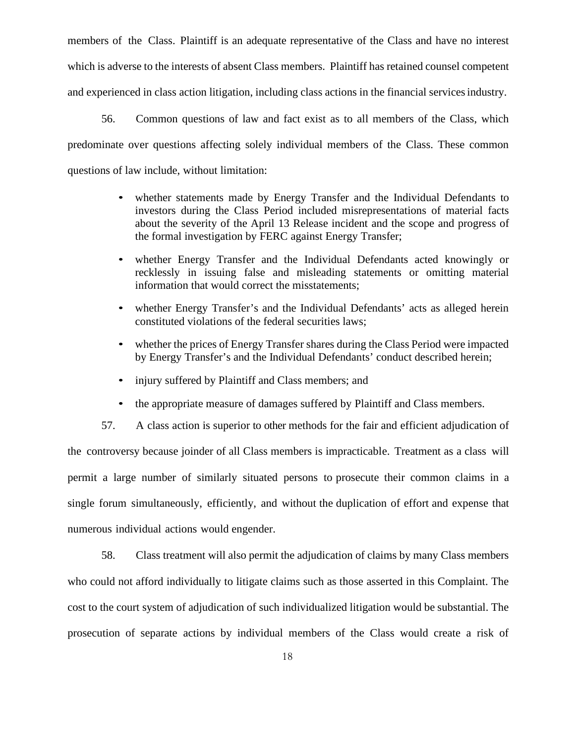members of the Class. Plaintiff is an adequate representative of the Class and have no interest which is adverse to the interests of absent Class members. Plaintiff has retained counsel competent and experienced in class action litigation, including class actions in the financial services industry.

56. Common questions of law and fact exist as to all members of the Class, which predominate over questions affecting solely individual members of the Class. These common questions of law include, without limitation:

- whether statements made by Energy Transfer and the Individual Defendants to investors during the Class Period included misrepresentations of material facts about the severity of the April 13 Release incident and the scope and progress of the formal investigation by FERC against Energy Transfer;
- whether Energy Transfer and the Individual Defendants acted knowingly or recklessly in issuing false and misleading statements or omitting material information that would correct the misstatements;
- whether Energy Transfer's and the Individual Defendants' acts as alleged herein constituted violations of the federal securities laws;
- whether the prices of Energy Transfer shares during the Class Period were impacted by Energy Transfer's and the Individual Defendants' conduct described herein;
- injury suffered by Plaintiff and Class members; and
- the appropriate measure of damages suffered by Plaintiff and Class members.

57. A class action is superior to other methods for the fair and efficient adjudication of the controversy because joinder of all Class members is impracticable. Treatment as a class will permit a large number of similarly situated persons to prosecute their common claims in a single forum simultaneously, efficiently, and without the duplication of effort and expense that numerous individual actions would engender.

58. Class treatment will also permit the adjudication of claims by many Class members who could not afford individually to litigate claims such as those asserted in this Complaint. The cost to the court system of adjudication of such individualized litigation would be substantial. The prosecution of separate actions by individual members of the Class would create a risk of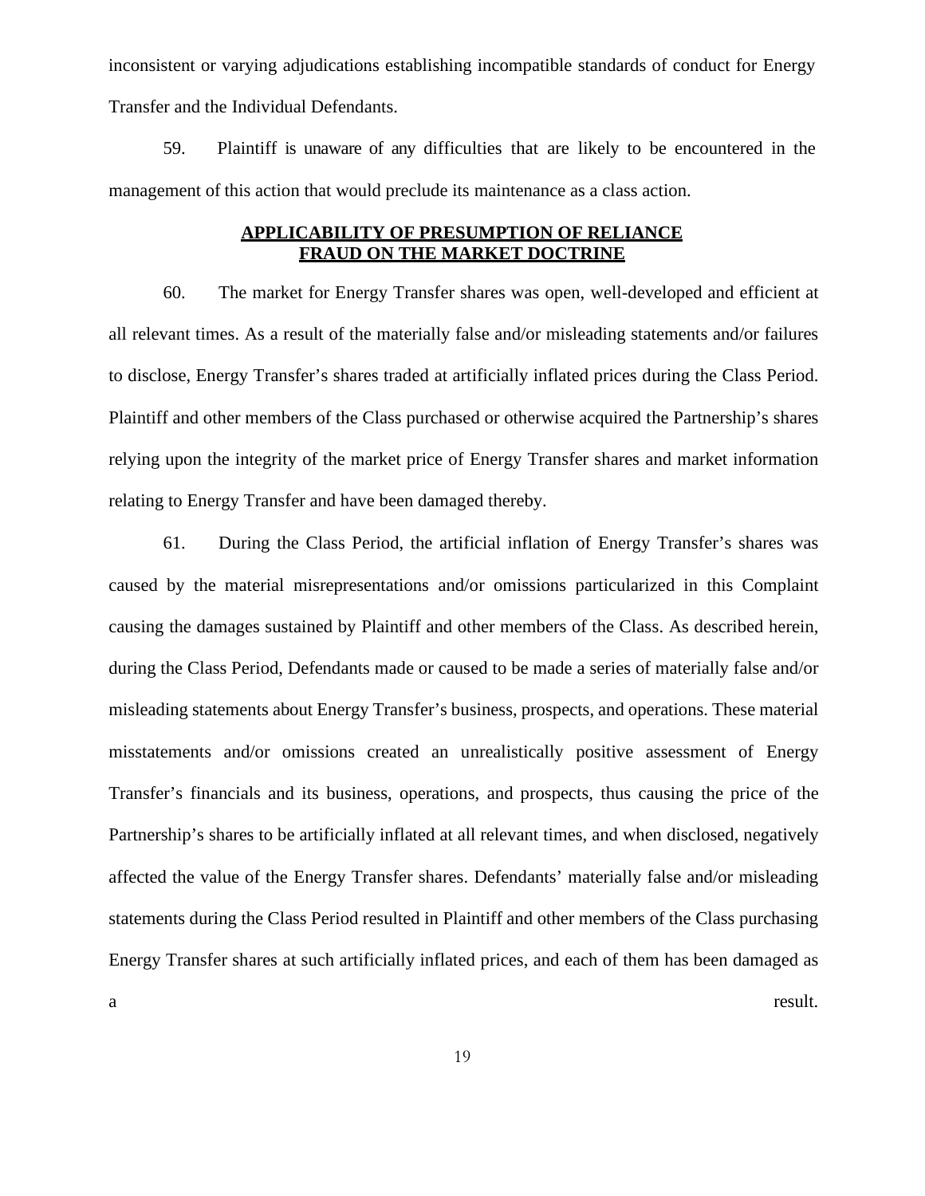inconsistent or varying adjudications establishing incompatible standards of conduct for Energy Transfer and the Individual Defendants.

59. Plaintiff is unaware of any difficulties that are likely to be encountered in the management of this action that would preclude its maintenance as a class action.

## APPLICABILITY OF PRESUMPTION OF RELIANCE FRAUD ON THE MARKET DOCTRINE

60. The market for Energy Transfer shares was open, well-developed and efficient at all relevant times. As a result of the materially false and/or misleading statements and/or failures to disclose, Energy Transfer's shares traded at artificially inflated prices during the Class Period. Plaintiff and other members of the Class purchased or otherwise acquired the Partnership's shares relying upon the integrity of the market price of Energy Transfer shares and market information relating to Energy Transfer and have been damaged thereby.

61. During the Class Period, the artificial inflation of Energy Transfer's shares was caused by the material misrepresentations and/or omissions particularized in this Complaint causing the damages sustained by Plaintiff and other members of the Class. As described herein, during the Class Period, Defendants made or caused to be made a series of materially false and/or misleading statements about Energy Transfer's business, prospects, and operations. These material misstatements and/or omissions created an unrealistically positive assessment of Energy Transfer's financials and its business, operations, and prospects, thus causing the price of the Partnership's shares to be artificially inflated at all relevant times, and when disclosed, negatively affected the value of the Energy Transfer shares. Defendants' materially false and/or misleading statements during the Class Period resulted in Plaintiff and other members of the Class purchasing Energy Transfer shares at such artificially inflated prices, and each of them has been damaged as a result.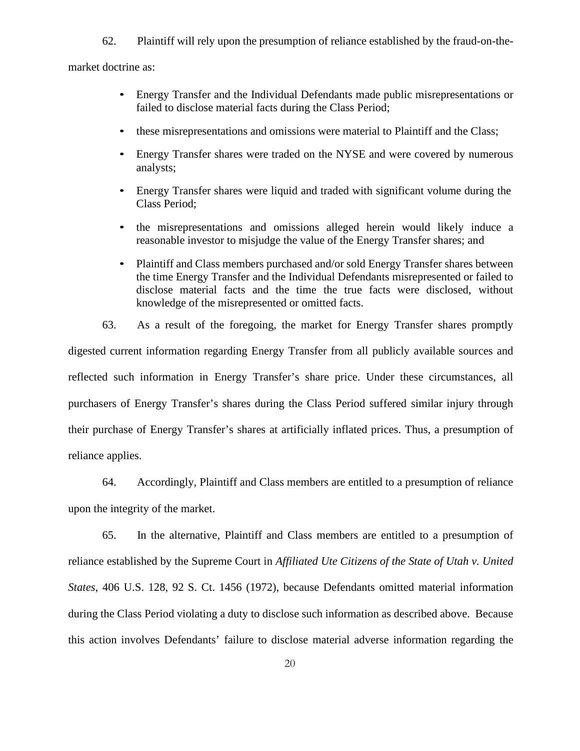62. Plaintiff will rely upon the presumption of reliance established by the fraud-on-the-market doctrine as:

- Energy Transfer and the Individual Defendants made public misrepresentations or failed to disclose material facts during the Class Period;
- these misrepresentations and omissions were material to Plaintiff and the Class;
- Energy Transfer shares were traded on the NYSE and were covered by numerous analysts;
- Energy Transfer shares were liquid and traded with significant volume during the Class Period;
- the misrepresentations and omissions alleged herein would likely induce a reasonable investor to misjudge the value of the Energy Transfer shares; and
- Plaintiff and Class members purchased and/or sold Energy Transfer shares between the time Energy Transfer and the Individual Defendants misrepresented or failed to disclose material facts and the time the true facts were disclosed, without knowledge of the misrepresented or omitted facts.

63. As a result of the foregoing, the market for Energy Transfer shares promptly digested current information regarding Energy Transfer from all publicly available sources and reflected such information in Energy Transfer's share price. Under these circumstances, all purchasers of Energy Transfer's shares during the Class Period suffered similar injury through their purchase of Energy Transfer's shares at artificially inflated prices. Thus, a presumption of reliance applies.

64. Accordingly, Plaintiff and Class members are entitled to a presumption of reliance upon the integrity of the market.

65. In the alternative, Plaintiff and Class members are entitled to a presumption of reliance established by the Supreme Court in *Affiliated Ute Citizens of the State of Utah v. United States*, 406 U.S. 128, 92 S. Ct. 1456 (1972), because Defendants omitted material information during the Class Period violating a duty to disclose such information as described above. Because this action involves Defendants' failure to disclose material adverse information regarding the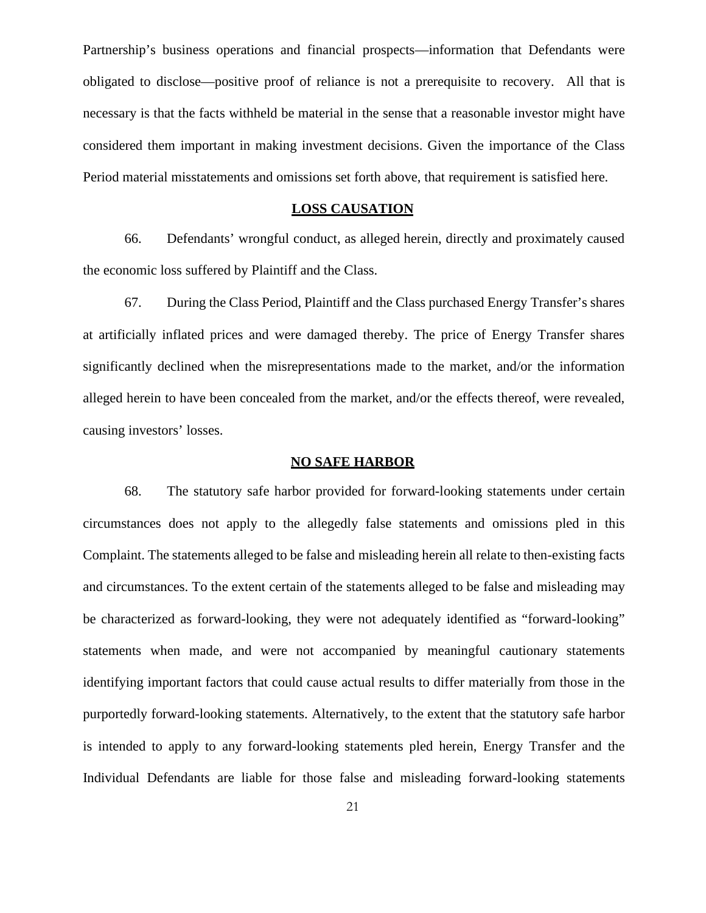Partnership's business operations and financial prospects—information that Defendants were obligated to disclose—positive proof of reliance is not a prerequisite to recovery. All that is necessary is that the facts withheld be material in the sense that a reasonable investor might have considered them important in making investment decisions. Given the importance of the Class Period material misstatements and omissions set forth above, that requirement is satisfied here.

## LOSS CAUSATION

66. Defendants' wrongful conduct, as alleged herein, directly and proximately caused the economic loss suffered by Plaintiff and the Class.

67. During the Class Period, Plaintiff and the Class purchased Energy Transfer's shares at artificially inflated prices and were damaged thereby. The price of Energy Transfer shares significantly declined when the misrepresentations made to the market, and/or the information alleged herein to have been concealed from the market, and/or the effects thereof, were revealed, causing investors' losses.

## NO SAFE HARBOR

68. The statutory safe harbor provided for forward-looking statements under certain circumstances does not apply to the allegedly false statements and omissions pled in this Complaint. The statements alleged to be false and misleading herein all relate to then-existing facts and circumstances. To the extent certain of the statements alleged to be false and misleading may be characterized as forward-looking, they were not adequately identified as "forward-looking" statements when made, and were not accompanied by meaningful cautionary statements identifying important factors that could cause actual results to differ materially from those in the purportedly forward-looking statements. Alternatively, to the extent that the statutory safe harbor is intended to apply to any forward-looking statements pled herein, Energy Transfer and the Individual Defendants are liable for those false and misleading forward-looking statements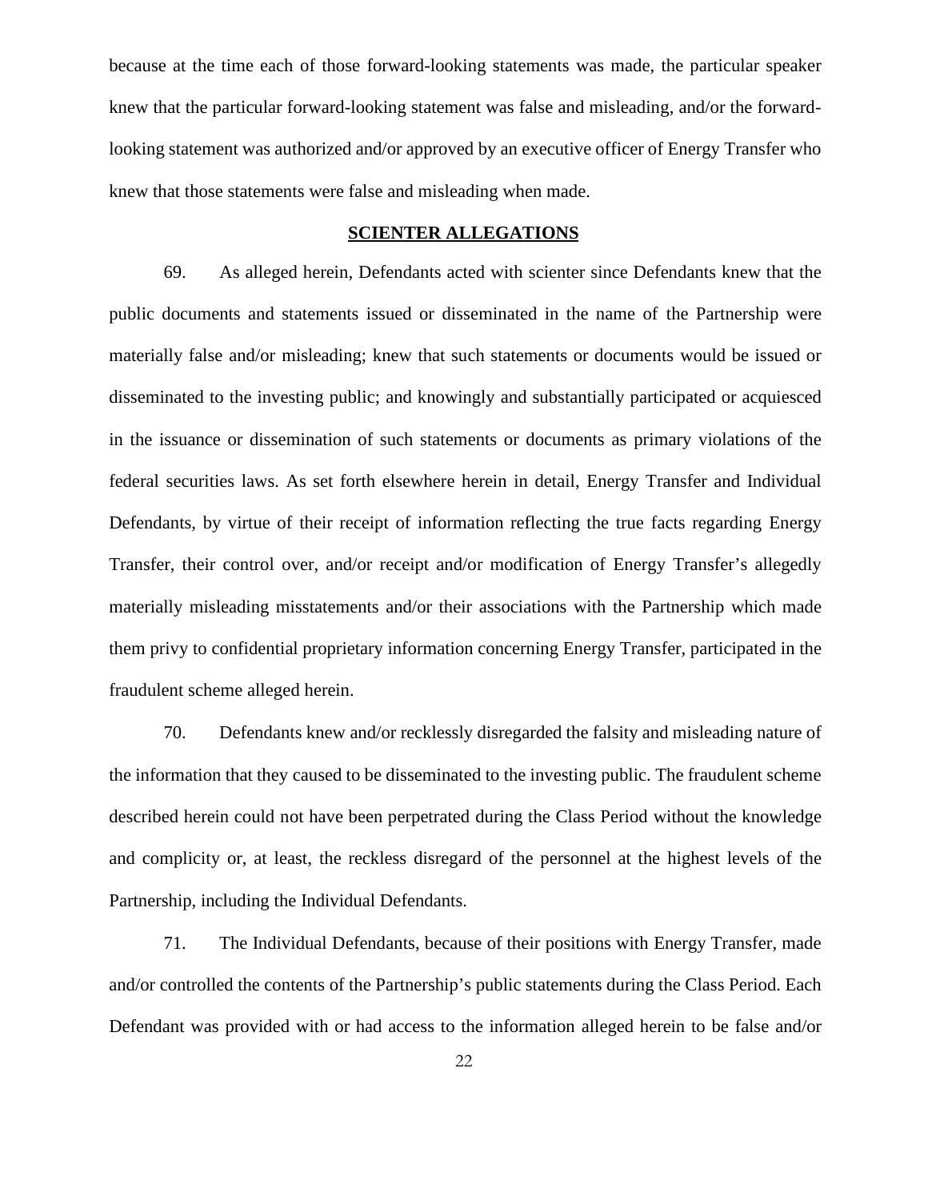because at the time each of those forward-looking statements was made, the particular speaker knew that the particular forward-looking statement was false and misleading, and/or the forward-looking statement was authorized and/or approved by an executive officer of Energy Transfer who knew that those statements were false and misleading when made.

## SCIENTER ALLEGATIONS

69. As alleged herein, Defendants acted with scienter since Defendants knew that the public documents and statements issued or disseminated in the name of the Partnership were materially false and/or misleading; knew that such statements or documents would be issued or disseminated to the investing public; and knowingly and substantially participated or acquiesced in the issuance or dissemination of such statements or documents as primary violations of the federal securities laws. As set forth elsewhere herein in detail, Energy Transfer and Individual Defendants, by virtue of their receipt of information reflecting the true facts regarding Energy Transfer, their control over, and/or receipt and/or modification of Energy Transfer's allegedly materially misleading misstatements and/or their associations with the Partnership which made them privy to confidential proprietary information concerning Energy Transfer, participated in the fraudulent scheme alleged herein.

70. Defendants knew and/or recklessly disregarded the falsity and misleading nature of the information that they caused to be disseminated to the investing public. The fraudulent scheme described herein could not have been perpetrated during the Class Period without the knowledge and complicity or, at least, the reckless disregard of the personnel at the highest levels of the Partnership, including the Individual Defendants.

71. The Individual Defendants, because of their positions with Energy Transfer, made and/or controlled the contents of the Partnership's public statements during the Class Period. Each Defendant was provided with or had access to the information alleged herein to be false and/or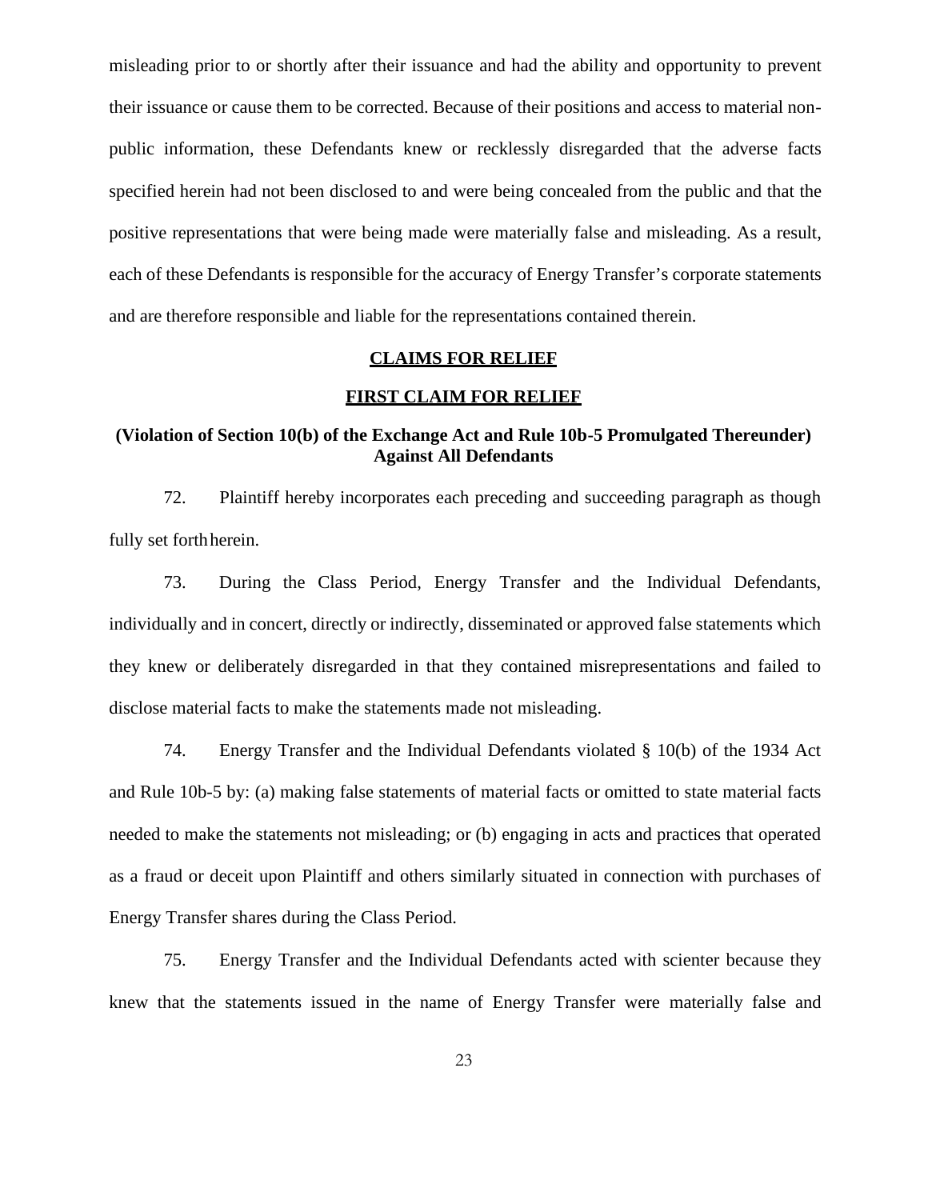misleading prior to or shortly after their issuance and had the ability and opportunity to prevent their issuance or cause them to be corrected. Because of their positions and access to material non-public information, these Defendants knew or recklessly disregarded that the adverse facts specified herein had not been disclosed to and were being concealed from the public and that the positive representations that were being made were materially false and misleading. As a result, each of these Defendants is responsible for the accuracy of Energy Transfer's corporate statements and are therefore responsible and liable for the representations contained therein.

## CLAIMS FOR RELIEF

## FIRST CLAIM FOR RELIEF

### (Violation of Section 10(b) of the Exchange Act and Rule 10b-5 Promulgated Thereunder) Against All Defendants

72. Plaintiff hereby incorporates each preceding and succeeding paragraph as though fully set forth herein.

73. During the Class Period, Energy Transfer and the Individual Defendants, individually and in concert, directly or indirectly, disseminated or approved false statements which they knew or deliberately disregarded in that they contained misrepresentations and failed to disclose material facts to make the statements made not misleading.

74. Energy Transfer and the Individual Defendants violated § 10(b) of the 1934 Act and Rule 10b-5 by: (a) making false statements of material facts or omitted to state material facts needed to make the statements not misleading; or (b) engaging in acts and practices that operated as a fraud or deceit upon Plaintiff and others similarly situated in connection with purchases of Energy Transfer shares during the Class Period.

75. Energy Transfer and the Individual Defendants acted with scienter because they knew that the statements issued in the name of Energy Transfer were materially false and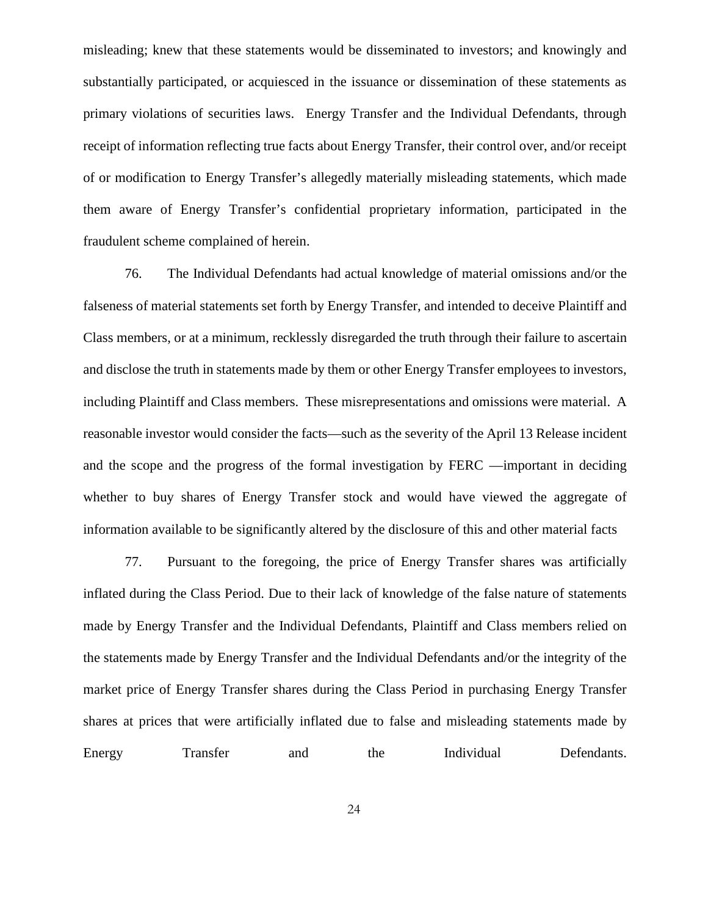misleading; knew that these statements would be disseminated to investors; and knowingly and substantially participated, or acquiesced in the issuance or dissemination of these statements as primary violations of securities laws. Energy Transfer and the Individual Defendants, through receipt of information reflecting true facts about Energy Transfer, their control over, and/or receipt of or modification to Energy Transfer's allegedly materially misleading statements, which made them aware of Energy Transfer's confidential proprietary information, participated in the fraudulent scheme complained of herein.

76. The Individual Defendants had actual knowledge of material omissions and/or the falseness of material statements set forth by Energy Transfer, and intended to deceive Plaintiff and Class members, or at a minimum, recklessly disregarded the truth through their failure to ascertain and disclose the truth in statements made by them or other Energy Transfer employees to investors, including Plaintiff and Class members. These misrepresentations and omissions were material. A reasonable investor would consider the facts—such as the severity of the April 13 Release incident and the scope and the progress of the formal investigation by FERC —important in deciding whether to buy shares of Energy Transfer stock and would have viewed the aggregate of information available to be significantly altered by the disclosure of this and other material facts

77. Pursuant to the foregoing, the price of Energy Transfer shares was artificially inflated during the Class Period. Due to their lack of knowledge of the false nature of statements made by Energy Transfer and the Individual Defendants, Plaintiff and Class members relied on the statements made by Energy Transfer and the Individual Defendants and/or the integrity of the market price of Energy Transfer shares during the Class Period in purchasing Energy Transfer shares at prices that were artificially inflated due to false and misleading statements made by Energy Transfer and the Individual Defendants.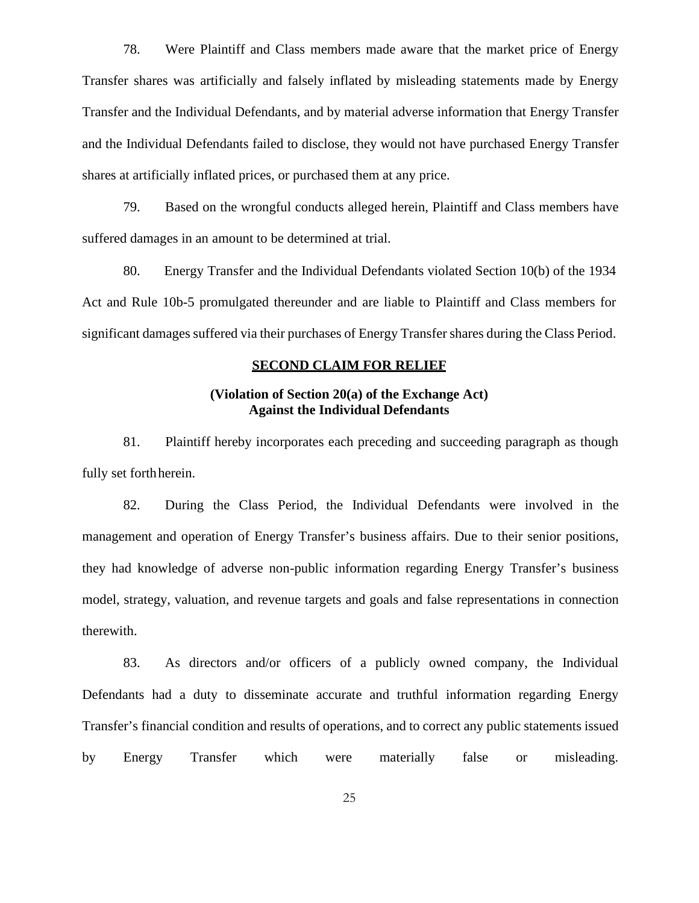78. Were Plaintiff and Class members made aware that the market price of Energy Transfer shares was artificially and falsely inflated by misleading statements made by Energy Transfer and the Individual Defendants, and by material adverse information that Energy Transfer and the Individual Defendants failed to disclose, they would not have purchased Energy Transfer shares at artificially inflated prices, or purchased them at any price.

79. Based on the wrongful conducts alleged herein, Plaintiff and Class members have suffered damages in an amount to be determined at trial.

80. Energy Transfer and the Individual Defendants violated Section 10(b) of the 1934 Act and Rule 10b-5 promulgated thereunder and are liable to Plaintiff and Class members for significant damages suffered via their purchases of Energy Transfer shares during the Class Period.

**SECOND CLAIM FOR RELIEF**

**(Violation of Section 20(a) of the Exchange Act)**
**Against the Individual Defendants**

81. Plaintiff hereby incorporates each preceding and succeeding paragraph as though fully set forth herein.

82. During the Class Period, the Individual Defendants were involved in the management and operation of Energy Transfer's business affairs. Due to their senior positions, they had knowledge of adverse non-public information regarding Energy Transfer's business model, strategy, valuation, and revenue targets and goals and false representations in connection therewith.

83. As directors and/or officers of a publicly owned company, the Individual Defendants had a duty to disseminate accurate and truthful information regarding Energy Transfer's financial condition and results of operations, and to correct any public statements issued by Energy Transfer which were materially false or misleading.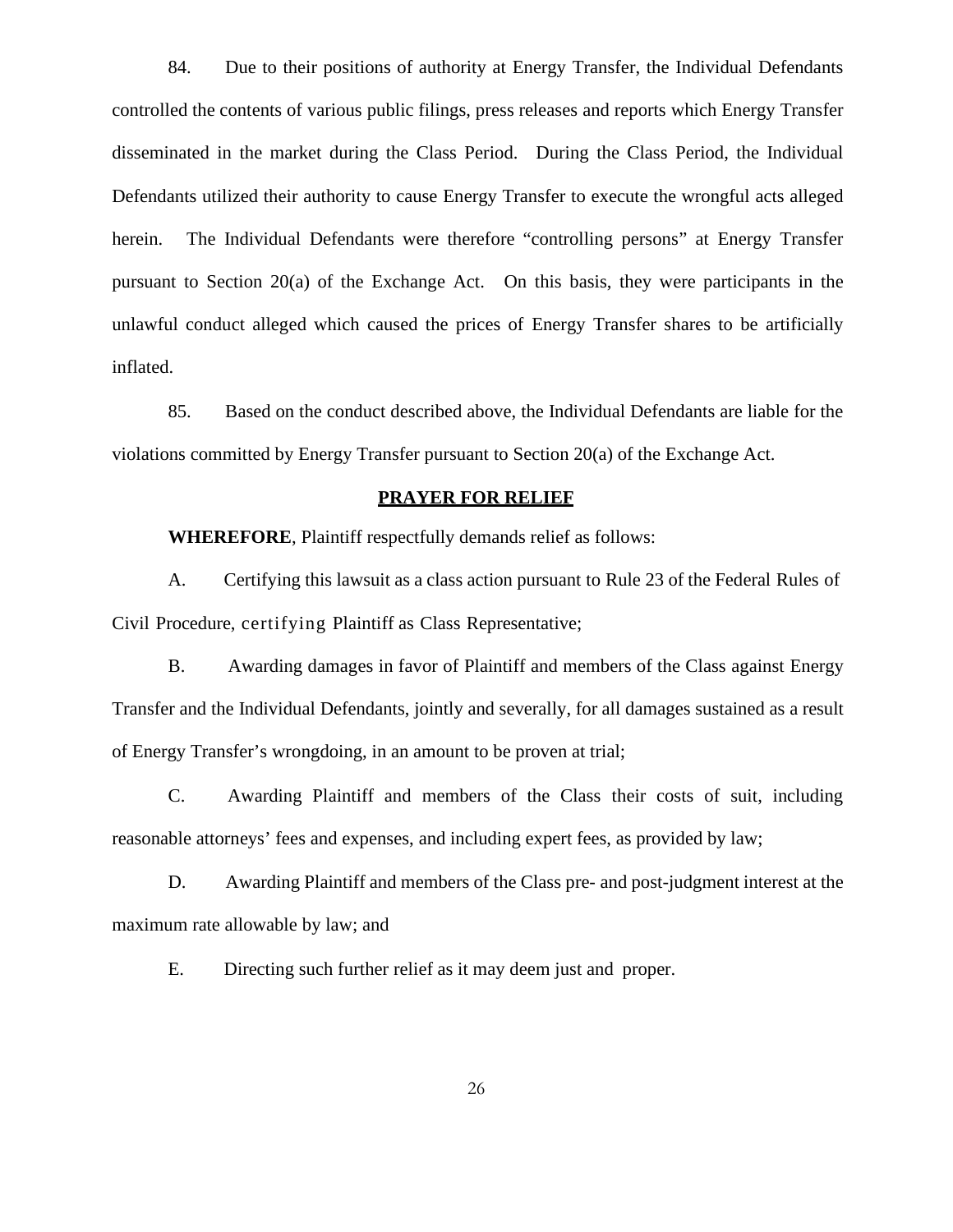84. Due to their positions of authority at Energy Transfer, the Individual Defendants controlled the contents of various public filings, press releases and reports which Energy Transfer disseminated in the market during the Class Period. During the Class Period, the Individual Defendants utilized their authority to cause Energy Transfer to execute the wrongful acts alleged herein. The Individual Defendants were therefore "controlling persons" at Energy Transfer pursuant to Section 20(a) of the Exchange Act. On this basis, they were participants in the unlawful conduct alleged which caused the prices of Energy Transfer shares to be artificially inflated.

85. Based on the conduct described above, the Individual Defendants are liable for the violations committed by Energy Transfer pursuant to Section 20(a) of the Exchange Act.

## PRAYER FOR RELIEF

**WHEREFORE**, Plaintiff respectfully demands relief as follows:

A. Certifying this lawsuit as a class action pursuant to Rule 23 of the Federal Rules of Civil Procedure, certifying Plaintiff as Class Representative;

B. Awarding damages in favor of Plaintiff and members of the Class against Energy Transfer and the Individual Defendants, jointly and severally, for all damages sustained as a result of Energy Transfer's wrongdoing, in an amount to be proven at trial;

C. Awarding Plaintiff and members of the Class their costs of suit, including reasonable attorneys' fees and expenses, and including expert fees, as provided by law;

D. Awarding Plaintiff and members of the Class pre- and post-judgment interest at the maximum rate allowable by law; and

E. Directing such further relief as it may deem just and proper.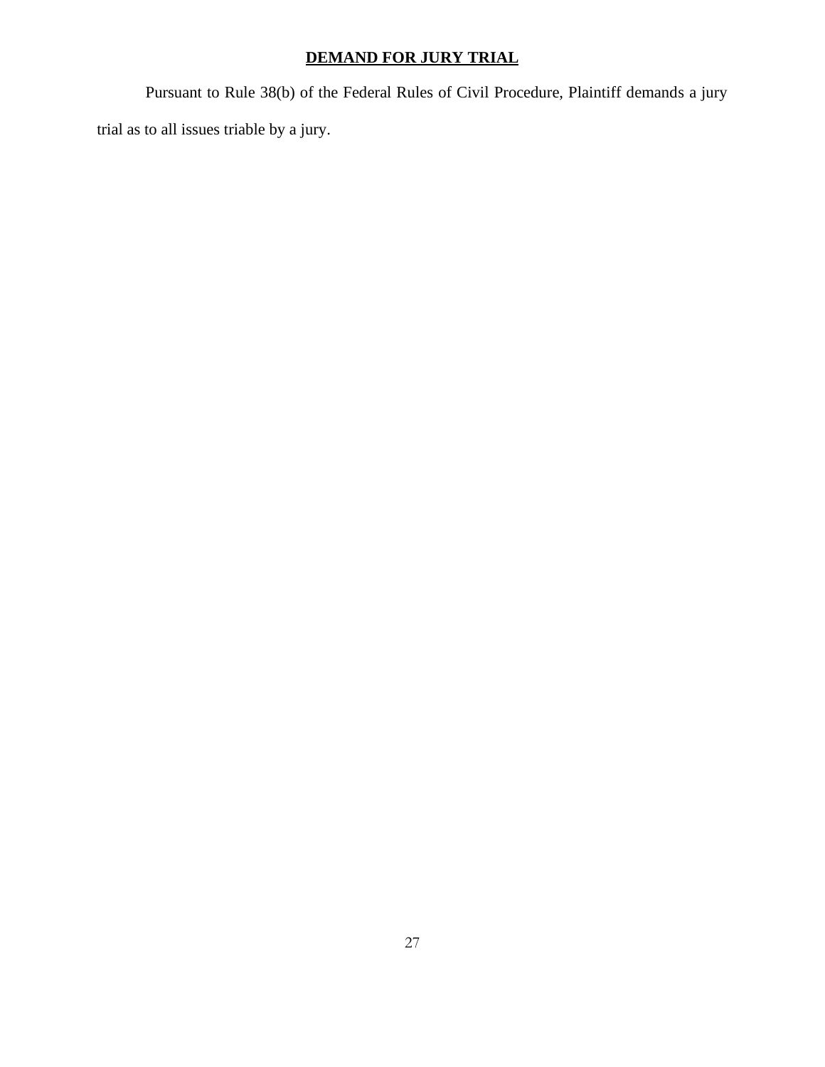## **DEMAND FOR JURY TRIAL**

Pursuant to Rule 38(b) of the Federal Rules of Civil Procedure, Plaintiff demands a jury trial as to all issues triable by a jury.